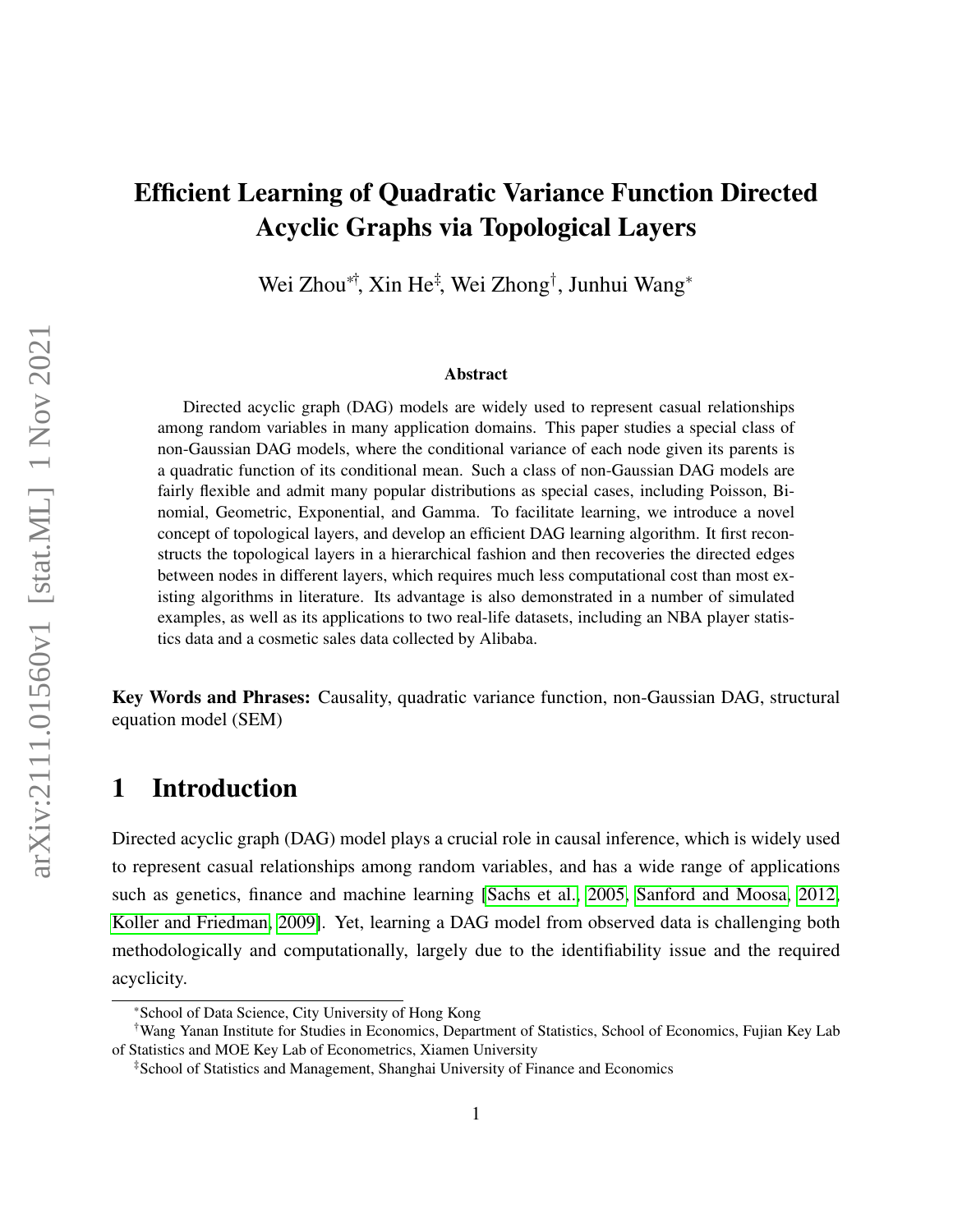# Efficient Learning of Quadratic Variance Function Directed Acyclic Graphs via Topological Layers

Wei Zhou[*†], Xin He[‡], Wei Zhong[†], Junhui Wang[*]

### Abstract

Directed acyclic graph (DAG) models are widely used to represent casual relationships among random variables in many application domains. This paper studies a special class of non-Gaussian DAG models, where the conditional variance of each node given its parents is a quadratic function of its conditional mean. Such a class of non-Gaussian DAG models are fairly flexible and admit many popular distributions as special cases, including Poisson, Binomial, Geometric, Exponential, and Gamma. To facilitate learning, we introduce a novel concept of topological layers, and develop an efficient DAG learning algorithm. It first reconstructs the topological layers in a hierarchical fashion and then recoveries the directed edges between nodes in different layers, which requires much less computational cost than most existing algorithms in literature. Its advantage is also demonstrated in a number of simulated examples, as well as its applications to two real-life datasets, including an NBA player statistics data and a cosmetic sales data collected by Alibaba.

**Key Words and Phrases:** Causality, quadratic variance function, non-Gaussian DAG, structural equation model (SEM)

## 1 Introduction

Directed acyclic graph (DAG) model plays a crucial role in causal inference, which is widely used to represent casual relationships among random variables, and has a wide range of applications such as genetics, finance and machine learning [Sachs et al., 2005, Sanford and Moosa, 2012, Koller and Friedman, 2009]. Yet, learning a DAG model from observed data is challenging both methodologically and computationally, largely due to the identifiability issue and the required acyclicity.

[*]School of Data Science, City University of Hong Kong

[†]Wang Yanan Institute for Studies in Economics, Department of Statistics, School of Economics, Fujian Key Lab of Statistics and MOE Key Lab of Econometrics, Xiamen University

[‡]School of Statistics and Management, Shanghai University of Finance and Economics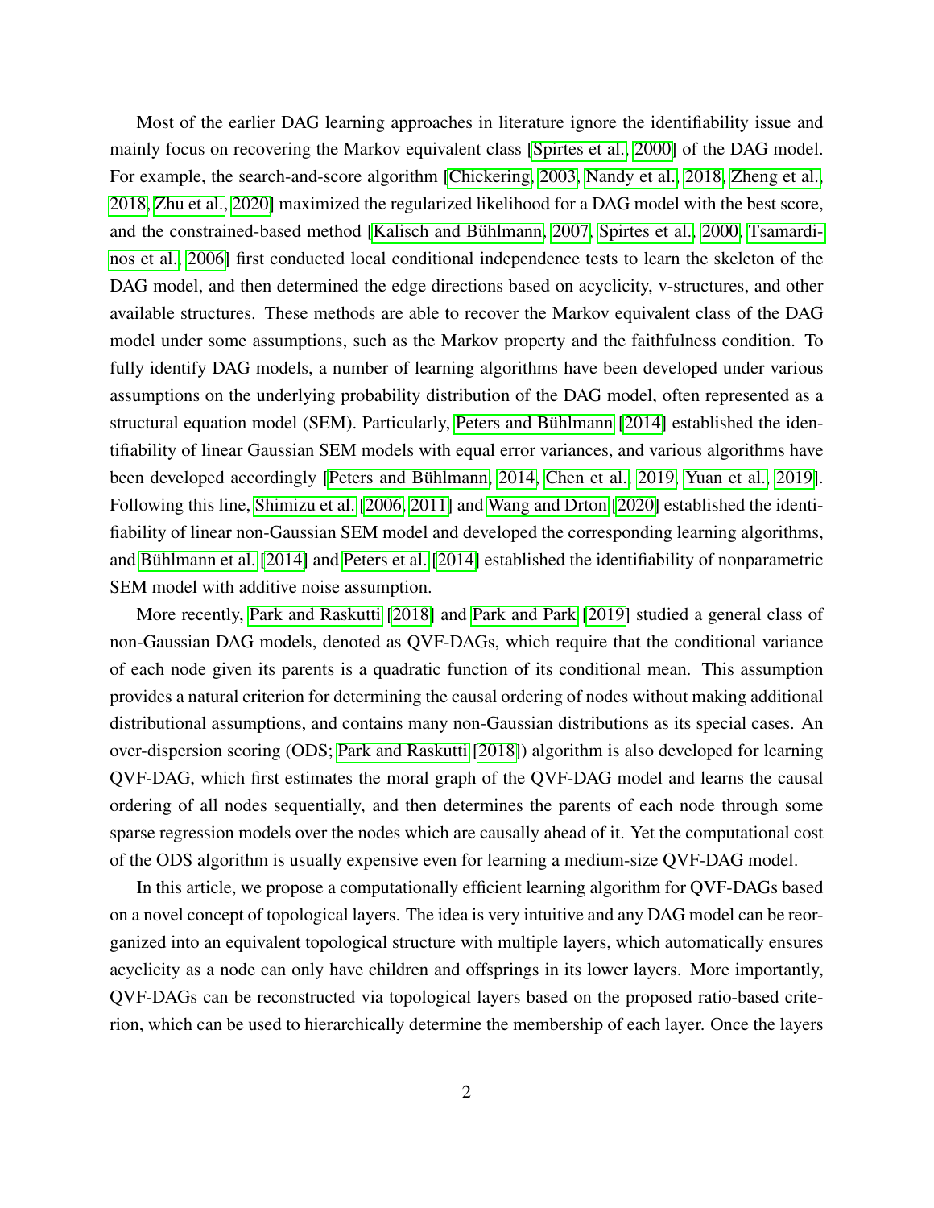Most of the earlier DAG learning approaches in literature ignore the identifiability issue and mainly focus on recovering the Markov equivalent class [Spirtes et al., 2000] of the DAG model. For example, the search-and-score algorithm [Chickering, 2003, Nandy et al., 2018, Zheng et al., 2018, Zhu et al., 2020] maximized the regularized likelihood for a DAG model with the best score, and the constrained-based method [Kalisch and Bühlmann, 2007, Spirtes et al., 2000, Tsamardinos et al., 2006] first conducted local conditional independence tests to learn the skeleton of the DAG model, and then determined the edge directions based on acyclicity, v-structures, and other available structures. These methods are able to recover the Markov equivalent class of the DAG model under some assumptions, such as the Markov property and the faithfulness condition. To fully identify DAG models, a number of learning algorithms have been developed under various assumptions on the underlying probability distribution of the DAG model, often represented as a structural equation model (SEM). Particularly, Peters and Bühlmann [2014] established the identifiability of linear Gaussian SEM models with equal error variances, and various algorithms have been developed accordingly [Peters and Bühlmann, 2014, Chen et al., 2019, Yuan et al., 2019]. Following this line, Shimizu et al. [2006, 2011] and Wang and Drton [2020] established the identifiability of linear non-Gaussian SEM model and developed the corresponding learning algorithms, and Bühlmann et al. [2014] and Peters et al. [2014] established the identifiability of nonparametric SEM model with additive noise assumption.

More recently, Park and Raskutti [2018] and Park and Park [2019] studied a general class of non-Gaussian DAG models, denoted as QVF-DAGs, which require that the conditional variance of each node given its parents is a quadratic function of its conditional mean. This assumption provides a natural criterion for determining the causal ordering of nodes without making additional distributional assumptions, and contains many non-Gaussian distributions as its special cases. An over-dispersion scoring (ODS; Park and Raskutti [2018]) algorithm is also developed for learning QVF-DAG, which first estimates the moral graph of the QVF-DAG model and learns the causal ordering of all nodes sequentially, and then determines the parents of each node through some sparse regression models over the nodes which are causally ahead of it. Yet the computational cost of the ODS algorithm is usually expensive even for learning a medium-size QVF-DAG model.

In this article, we propose a computationally efficient learning algorithm for QVF-DAGs based on a novel concept of topological layers. The idea is very intuitive and any DAG model can be reorganized into an equivalent topological structure with multiple layers, which automatically ensures acyclicity as a node can only have children and offsprings in its lower layers. More importantly, QVF-DAGs can be reconstructed via topological layers based on the proposed ratio-based criterion, which can be used to hierarchically determine the membership of each layer. Once the layers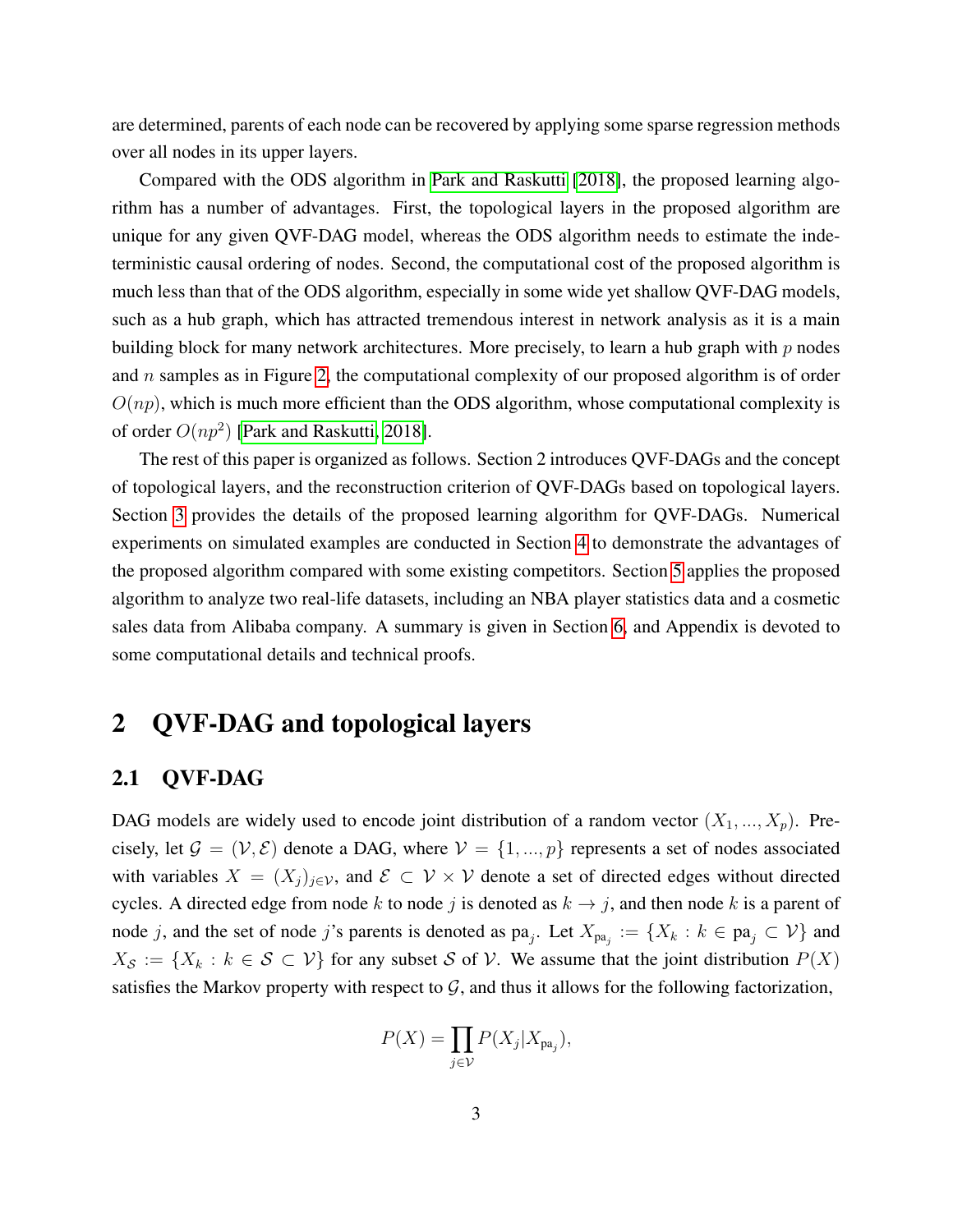are determined, parents of each node can be recovered by applying some sparse regression methods over all nodes in its upper layers.

Compared with the ODS algorithm in [Park and Raskutti [2018]], the proposed learning algorithm has a number of advantages. First, the topological layers in the proposed algorithm are unique for any given QVF-DAG model, whereas the ODS algorithm needs to estimate the indeterministic causal ordering of nodes. Second, the computational cost of the proposed algorithm is much less than that of the ODS algorithm, especially in some wide yet shallow QVF-DAG models, such as a hub graph, which has attracted tremendous interest in network analysis as it is a main building block for many network architectures. More precisely, to learn a hub graph with $p$ nodes and $n$ samples as in Figure 2, the computational complexity of our proposed algorithm is of order $O(np)$, which is much more efficient than the ODS algorithm, whose computational complexity is of order $O(np^2)$ [Park and Raskutti, 2018].

The rest of this paper is organized as follows. Section 2 introduces QVF-DAGs and the concept of topological layers, and the reconstruction criterion of QVF-DAGs based on topological layers. Section 3 provides the details of the proposed learning algorithm for QVF-DAGs. Numerical experiments on simulated examples are conducted in Section 4 to demonstrate the advantages of the proposed algorithm compared with some existing competitors. Section 5 applies the proposed algorithm to analyze two real-life datasets, including an NBA player statistics data and a cosmetic sales data from Alibaba company. A summary is given in Section 6, and Appendix is devoted to some computational details and technical proofs.

# 2 QVF-DAG and topological layers

## 2.1 QVF-DAG

DAG models are widely used to encode joint distribution of a random vector $(X_1, ..., X_p)$. Precisely, let $\mathcal{G} = (\mathcal{V}, \mathcal{E})$ denote a DAG, where $\mathcal{V} = \{1, ..., p\}$ represents a set of nodes associated with variables $X = (X_j)_{j \in \mathcal{V}}$, and $\mathcal{E} \subset \mathcal{V} \times \mathcal{V}$ denote a set of directed edges without directed cycles. A directed edge from node $k$ to node $j$ is denoted as $k \to j$, and then node $k$ is a parent of node $j$, and the set of node $j$'s parents is denoted as $\text{pa}_j$. Let $X_{\text{pa}_j} := \{X_k : k \in \text{pa}_j \subset \mathcal{V}\}$ and $X_{\mathcal{S}} := \{X_k : k \in \mathcal{S} \subset \mathcal{V}\}$ for any subset $\mathcal{S}$ of $\mathcal{V}$. We assume that the joint distribution $P(X)$ satisfies the Markov property with respect to $\mathcal{G}$, and thus it allows for the following factorization,

$$P(X) = \prod_{j \in \mathcal{V}} P(X_j | X_{\text{pa}_j}),$$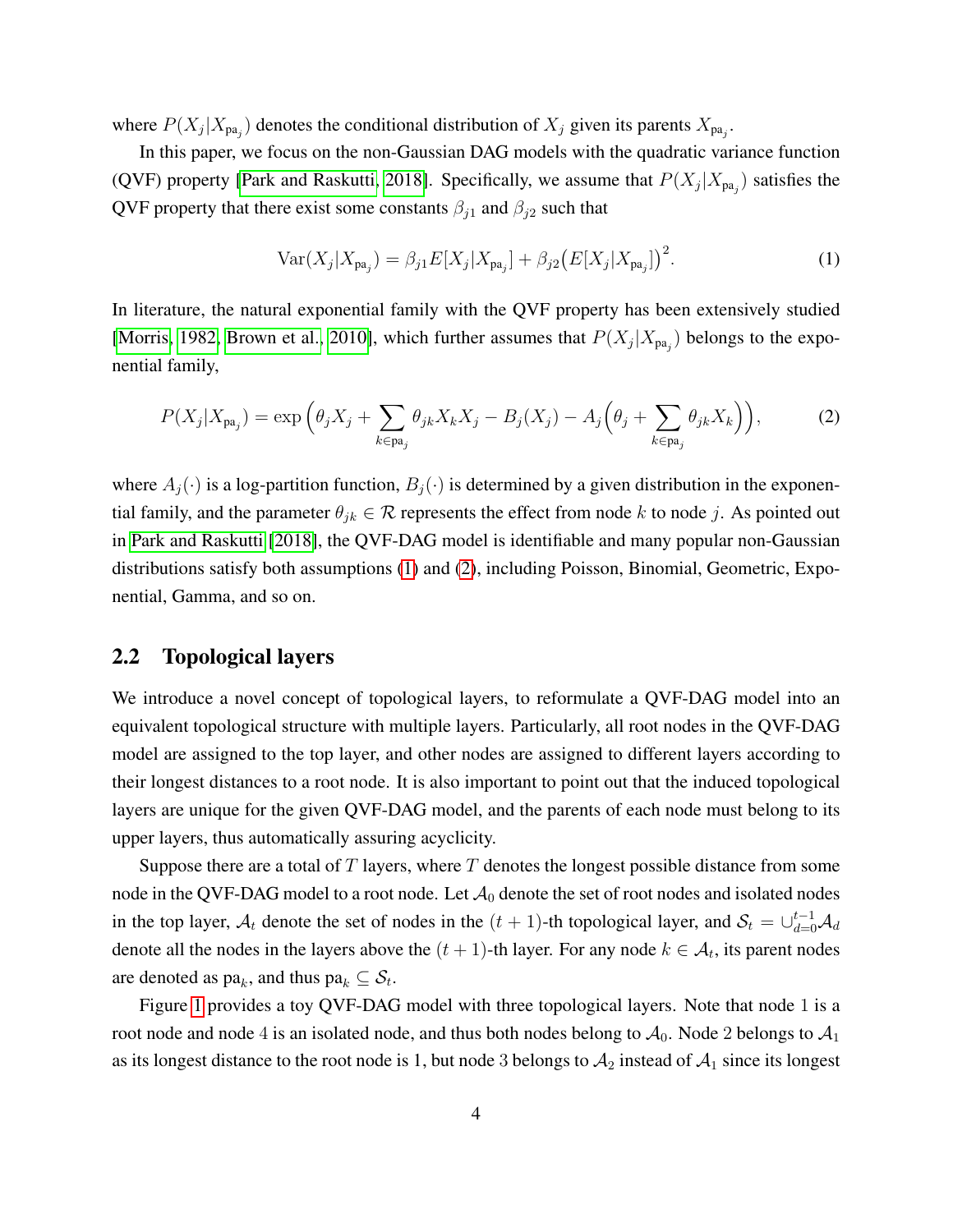where $P(X_j|X_{\text{pa}_j})$ denotes the conditional distribution of $X_j$ given its parents $X_{\text{pa}_j}$.

In this paper, we focus on the non-Gaussian DAG models with the quadratic variance function (QVF) property [Park and Raskutti, 2018]. Specifically, we assume that $P(X_j|X_{\text{pa}_j})$ satisfies the QVF property that there exist some constants $\beta_{j1}$ and $\beta_{j2}$ such that

$$\text{Var}(X_j|X_{\text{pa}_j}) = \beta_{j1} E[X_j|X_{\text{pa}_j}] + \beta_{j2}\big(E[X_j|X_{\text{pa}_j}]\big)^2. \tag{1}$$

In literature, the natural exponential family with the QVF property has been extensively studied [Morris, 1982, Brown et al., 2010], which further assumes that $P(X_j|X_{\text{pa}_j})$ belongs to the exponential family,

$$P(X_j|X_{\text{pa}_j}) = \exp\Big(\theta_j X_j + \sum_{k\in\text{pa}_j} \theta_{jk} X_k X_j - B_j(X_j) - A_j\Big(\theta_j + \sum_{k\in\text{pa}_j} \theta_{jk} X_k\Big)\Big), \tag{2}$$

where $A_j(\cdot)$ is a log-partition function, $B_j(\cdot)$ is determined by a given distribution in the exponential family, and the parameter $\theta_{jk} \in \mathcal{R}$ represents the effect from node $k$ to node $j$. As pointed out in Park and Raskutti [2018], the QVF-DAG model is identifiable and many popular non-Gaussian distributions satisfy both assumptions (1) and (2), including Poisson, Binomial, Geometric, Exponential, Gamma, and so on.

## 2.2 Topological layers

We introduce a novel concept of topological layers, to reformulate a QVF-DAG model into an equivalent topological structure with multiple layers. Particularly, all root nodes in the QVF-DAG model are assigned to the top layer, and other nodes are assigned to different layers according to their longest distances to a root node. It is also important to point out that the induced topological layers are unique for the given QVF-DAG model, and the parents of each node must belong to its upper layers, thus automatically assuring acyclicity.

Suppose there are a total of $T$ layers, where $T$ denotes the longest possible distance from some node in the QVF-DAG model to a root node. Let $\mathcal{A}_0$ denote the set of root nodes and isolated nodes in the top layer, $\mathcal{A}_t$ denote the set of nodes in the $(t+1)$-th topological layer, and $\mathcal{S}_t = \cup_{d=0}^{t-1}\mathcal{A}_d$ denote all the nodes in the layers above the $(t+1)$-th layer. For any node $k \in \mathcal{A}_t$, its parent nodes are denoted as $\text{pa}_k$, and thus $\text{pa}_k \subseteq \mathcal{S}_t$.

Figure 1 provides a toy QVF-DAG model with three topological layers. Note that node 1 is a root node and node 4 is an isolated node, and thus both nodes belong to $\mathcal{A}_0$. Node 2 belongs to $\mathcal{A}_1$ as its longest distance to the root node is 1, but node 3 belongs to $\mathcal{A}_2$ instead of $\mathcal{A}_1$ since its longest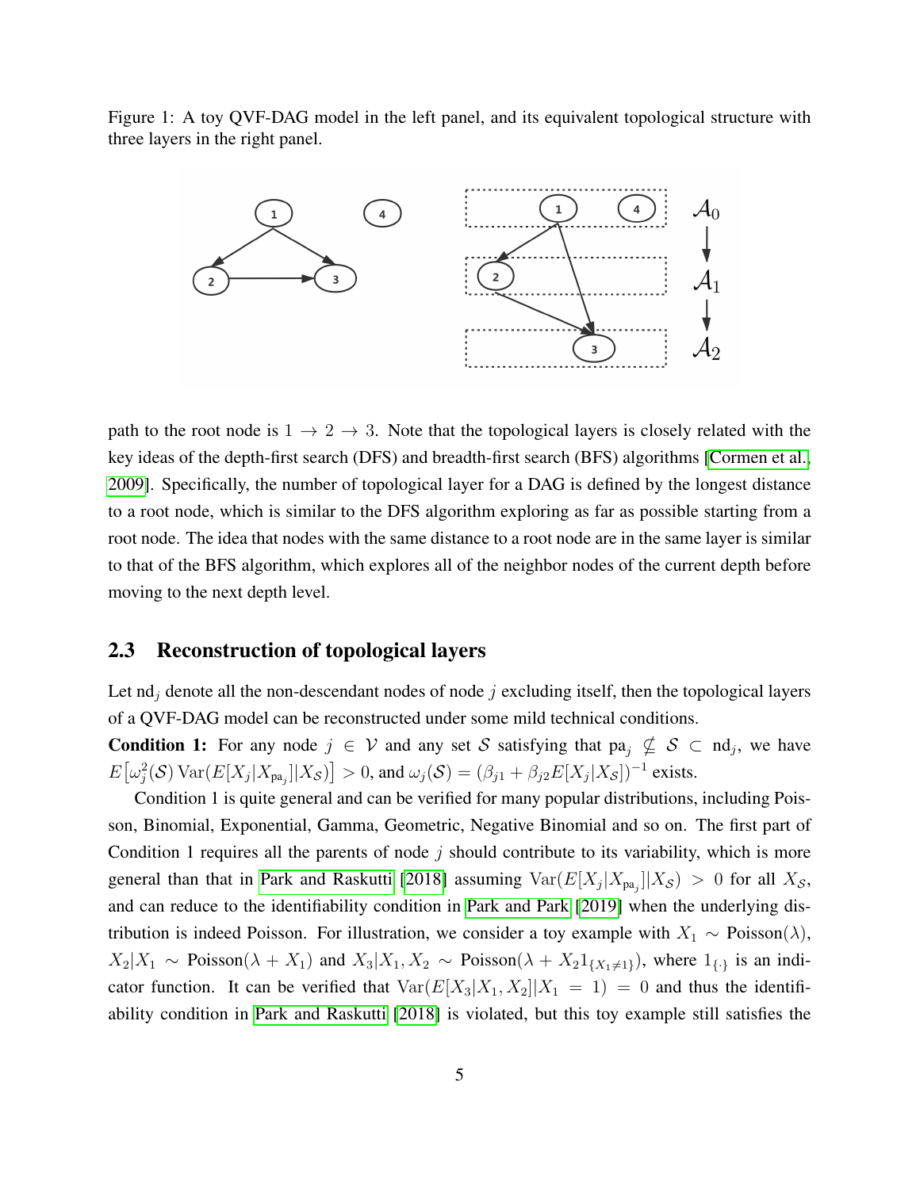Figure 1: A toy QVF-DAG model in the left panel, and its equivalent topological structure with three layers in the right panel.

path to the root node is $1 \to 2 \to 3$. Note that the topological layers is closely related with the key ideas of the depth-first search (DFS) and breadth-first search (BFS) algorithms [Cormen et al., 2009]. Specifically, the number of topological layer for a DAG is defined by the longest distance to a root node, which is similar to the DFS algorithm exploring as far as possible starting from a root node. The idea that nodes with the same distance to a root node are in the same layer is similar to that of the BFS algorithm, which explores all of the neighbor nodes of the current depth before moving to the next depth level.

## 2.3 Reconstruction of topological layers

Let $\text{nd}_j$ denote all the non-descendant nodes of node $j$ excluding itself, then the topological layers of a QVF-DAG model can be reconstructed under some mild technical conditions.

**Condition 1:** For any node $j \in \mathcal{V}$ and any set $\mathcal{S}$ satisfying that $\text{pa}_j \not\subseteq \mathcal{S} \subset \text{nd}_j$, we have $E\left[\omega_j^2(\mathcal{S}) \operatorname{Var}(E[X_j|X_{\text{pa}_j}]|X_{\mathcal{S}})\right] > 0$, and $\omega_j(\mathcal{S}) = (\beta_{j1} + \beta_{j2} E[X_j|X_{\mathcal{S}}])^{-1}$ exists.

Condition 1 is quite general and can be verified for many popular distributions, including Poisson, Binomial, Exponential, Gamma, Geometric, Negative Binomial and so on. The first part of Condition 1 requires all the parents of node $j$ should contribute to its variability, which is more general than that in Park and Raskutti [2018] assuming $\operatorname{Var}(E[X_j|X_{\text{pa}_j}]|X_{\mathcal{S}}) > 0$ for all $X_{\mathcal{S}}$, and can reduce to the identifiability condition in Park and Park [2019] when the underlying distribution is indeed Poisson. For illustration, we consider a toy example with $X_1 \sim \text{Poisson}(\lambda)$, $X_2|X_1 \sim \text{Poisson}(\lambda + X_1)$ and $X_3|X_1, X_2 \sim \text{Poisson}(\lambda + X_2 1_{\{X_1 \neq 1\}})$, where $1_{\{\cdot\}}$ is an indicator function. It can be verified that $\operatorname{Var}(E[X_3|X_1, X_2]|X_1 = 1) = 0$ and thus the identifiability condition in Park and Raskutti [2018] is violated, but this toy example still satisfies the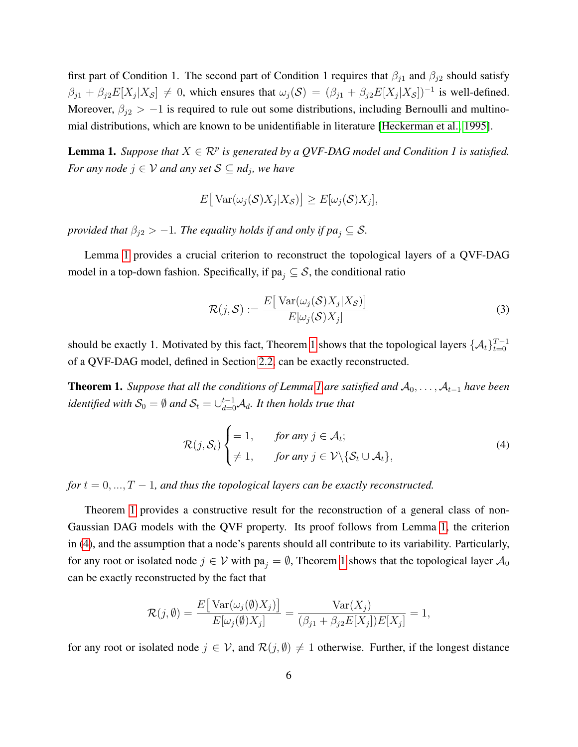first part of Condition 1. The second part of Condition 1 requires that $\beta_{j1}$ and $\beta_{j2}$ should satisfy $\beta_{j1} + \beta_{j2} E[X_j | X_{\mathcal{S}}] \neq 0$, which ensures that $\omega_j(\mathcal{S}) = (\beta_{j1} + \beta_{j2} E[X_j | X_{\mathcal{S}}])^{-1}$ is well-defined. Moreover, $\beta_{j2} > -1$ is required to rule out some distributions, including Bernoulli and multinomial distributions, which are known to be unidentifiable in literature [Heckerman et al., 1995].

**Lemma 1.** *Suppose that $X \in \mathcal{R}^p$ is generated by a QVF-DAG model and Condition 1 is satisfied. For any node $j \in \mathcal{V}$ and any set $\mathcal{S} \subseteq nd_j$, we have*

$$E\big[\operatorname{Var}(\omega_j(\mathcal{S}) X_j | X_{\mathcal{S}})\big] \geq E[\omega_j(\mathcal{S}) X_j],$$

*provided that $\beta_{j2} > -1$. The equality holds if and only if $pa_j \subseteq \mathcal{S}$.*

Lemma 1 provides a crucial criterion to reconstruct the topological layers of a QVF-DAG model in a top-down fashion. Specifically, if $\text{pa}_j \subseteq \mathcal{S}$, the conditional ratio

$$\mathcal{R}(j, \mathcal{S}) := \frac{E\big[\operatorname{Var}(\omega_j(\mathcal{S}) X_j | X_{\mathcal{S}})\big]}{E[\omega_j(\mathcal{S}) X_j]} \tag{3}$$

should be exactly 1. Motivated by this fact, Theorem 1 shows that the topological layers $\{\mathcal{A}_t\}_{t=0}^{T-1}$ of a QVF-DAG model, defined in Section 2.2, can be exactly reconstructed.

**Theorem 1.** *Suppose that all the conditions of Lemma 1 are satisfied and $\mathcal{A}_0, \ldots, \mathcal{A}_{t-1}$ have been identified with $\mathcal{S}_0 = \emptyset$ and $\mathcal{S}_t = \cup_{d=0}^{t-1} \mathcal{A}_d$. It then holds true that*

$$\mathcal{R}(j, \mathcal{S}_t) \begin{cases} = 1, & \text{for any } j \in \mathcal{A}_t; \\ \neq 1, & \text{for any } j \in \mathcal{V} \backslash \{\mathcal{S}_t \cup \mathcal{A}_t\}, \end{cases} \tag{4}$$

*for $t = 0, ..., T-1$, and thus the topological layers can be exactly reconstructed.*

Theorem 1 provides a constructive result for the reconstruction of a general class of non-Gaussian DAG models with the QVF property. Its proof follows from Lemma 1, the criterion in (4), and the assumption that a node's parents should all contribute to its variability. Particularly, for any root or isolated node $j \in \mathcal{V}$ with $\text{pa}_j = \emptyset$, Theorem 1 shows that the topological layer $\mathcal{A}_0$ can be exactly reconstructed by the fact that

$$\mathcal{R}(j, \emptyset) = \frac{E\big[\operatorname{Var}(\omega_j(\emptyset) X_j)\big]}{E[\omega_j(\emptyset) X_j]} = \frac{\operatorname{Var}(X_j)}{(\beta_{j1} + \beta_{j2} E[X_j]) E[X_j]} = 1,$$

for any root or isolated node $j \in \mathcal{V}$, and $\mathcal{R}(j, \emptyset) \neq 1$ otherwise. Further, if the longest distance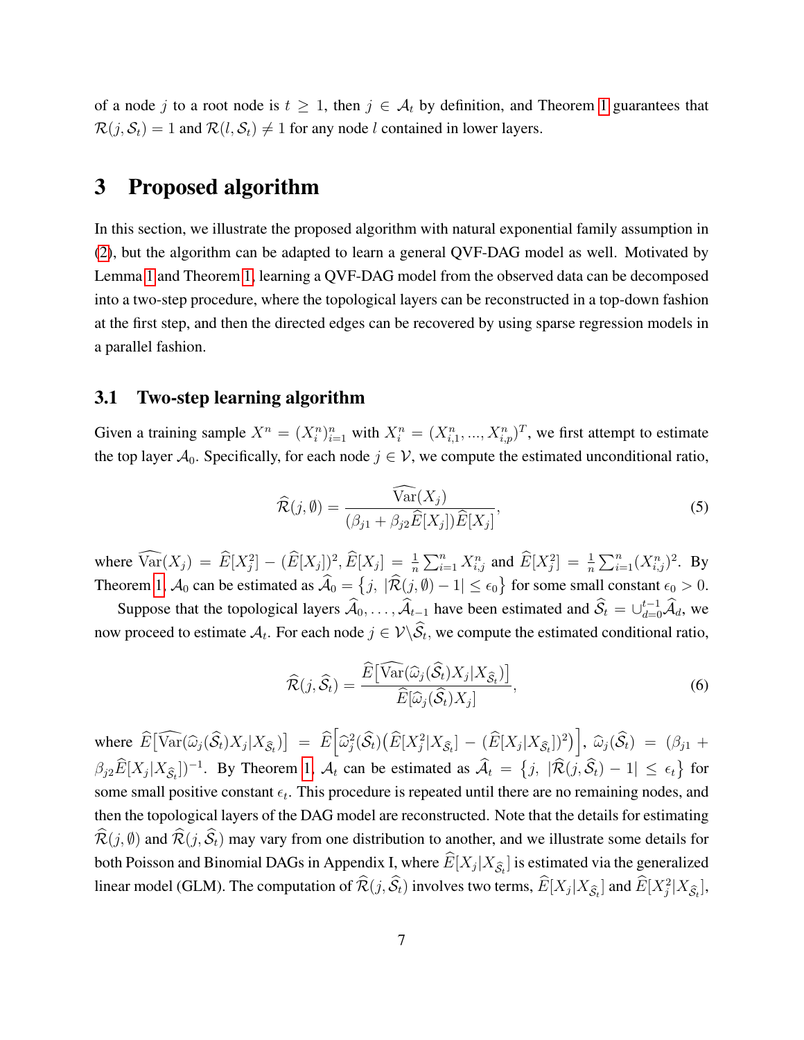of a node $j$ to a root node is $t \geq 1$, then $j \in \mathcal{A}_t$ by definition, and Theorem 1 guarantees that $\mathcal{R}(j, \mathcal{S}_t) = 1$ and $\mathcal{R}(l, \mathcal{S}_t) \neq 1$ for any node $l$ contained in lower layers.

# 3 Proposed algorithm

In this section, we illustrate the proposed algorithm with natural exponential family assumption in (2), but the algorithm can be adapted to learn a general QVF-DAG model as well. Motivated by Lemma 1 and Theorem 1, learning a QVF-DAG model from the observed data can be decomposed into a two-step procedure, where the topological layers can be reconstructed in a top-down fashion at the first step, and then the directed edges can be recovered by using sparse regression models in a parallel fashion.

## 3.1 Two-step learning algorithm

Given a training sample $X^n = (X_i^n)_{i=1}^n$ with $X_i^n = (X_{i,1}^n, ..., X_{i,p}^n)^T$, we first attempt to estimate the top layer $\mathcal{A}_0$. Specifically, for each node $j \in \mathcal{V}$, we compute the estimated unconditional ratio,

$$\widehat{\mathcal{R}}(j, \emptyset) = \frac{\widehat{\mathrm{Var}}(X_j)}{(\beta_{j1} + \beta_{j2}\widehat{E}[X_j])\widehat{E}[X_j]}, \tag{5}$$

where $\widehat{\mathrm{Var}}(X_j) = \widehat{E}[X_j^2] - (\widehat{E}[X_j])^2$, $\widehat{E}[X_j] = \frac{1}{n}\sum_{i=1}^n X_{i,j}^n$ and $\widehat{E}[X_j^2] = \frac{1}{n}\sum_{i=1}^n (X_{i,j}^n)^2$. By Theorem 1, $\mathcal{A}_0$ can be estimated as $\widehat{\mathcal{A}}_0 = \{j, \ |\widehat{\mathcal{R}}(j, \emptyset) - 1| \leq \epsilon_0\}$ for some small constant $\epsilon_0 > 0$.

Suppose that the topological layers $\widehat{\mathcal{A}}_0, \ldots, \widehat{\mathcal{A}}_{t-1}$ have been estimated and $\widehat{\mathcal{S}}_t = \cup_{d=0}^{t-1}\widehat{\mathcal{A}}_d$, we now proceed to estimate $\mathcal{A}_t$. For each node $j \in \mathcal{V} \backslash \widehat{\mathcal{S}}_t$, we compute the estimated conditional ratio,

$$\widehat{\mathcal{R}}(j, \widehat{\mathcal{S}}_t) = \frac{\widehat{E}\big[\widehat{\mathrm{Var}}(\widehat{\omega}_j(\widehat{\mathcal{S}}_t)X_j|X_{\widehat{\mathcal{S}}_t})\big]}{\widehat{E}[\widehat{\omega}_j(\widehat{\mathcal{S}}_t)X_j]}, \tag{6}$$

where $\widehat{E}\big[\widehat{\mathrm{Var}}(\widehat{\omega}_j(\widehat{\mathcal{S}}_t)X_j|X_{\widehat{\mathcal{S}}_t})\big] = \widehat{E}\Big[\widehat{\omega}_j^2(\widehat{\mathcal{S}}_t)\big(\widehat{E}[X_j^2|X_{\widehat{\mathcal{S}}_t}] - (\widehat{E}[X_j|X_{\widehat{\mathcal{S}}_t}])^2\big)\Big]$, $\widehat{\omega}_j(\widehat{\mathcal{S}}_t) = (\beta_{j1} + \beta_{j2}\widehat{E}[X_j|X_{\widehat{\mathcal{S}}_t}])^{-1}$. By Theorem 1, $\mathcal{A}_t$ can be estimated as $\widehat{\mathcal{A}}_t = \{j, \ |\widehat{\mathcal{R}}(j, \widehat{\mathcal{S}}_t) - 1| \leq \epsilon_t\}$ for some small positive constant $\epsilon_t$. This procedure is repeated until there are no remaining nodes, and then the topological layers of the DAG model are reconstructed. Note that the details for estimating $\widehat{\mathcal{R}}(j, \emptyset)$ and $\widehat{\mathcal{R}}(j, \widehat{\mathcal{S}}_t)$ may vary from one distribution to another, and we illustrate some details for both Poisson and Binomial DAGs in Appendix I, where $\widehat{E}[X_j|X_{\widehat{\mathcal{S}}_t}]$ is estimated via the generalized linear model (GLM). The computation of $\widehat{\mathcal{R}}(j, \widehat{\mathcal{S}}_t)$ involves two terms, $\widehat{E}[X_j|X_{\widehat{\mathcal{S}}_t}]$ and $\widehat{E}[X_j^2|X_{\widehat{\mathcal{S}}_t}]$,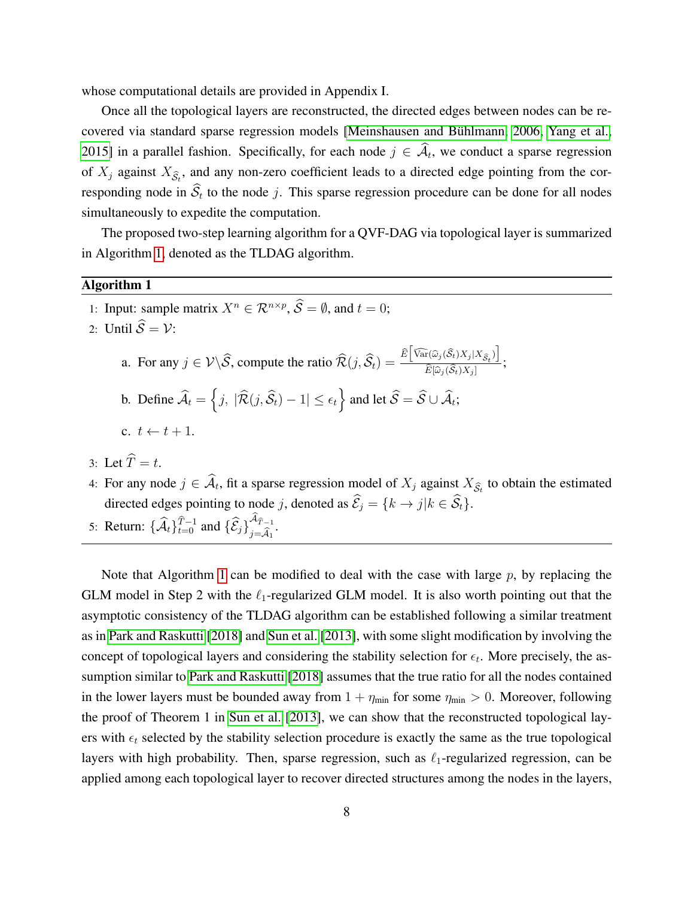whose computational details are provided in Appendix I.

Once all the topological layers are reconstructed, the directed edges between nodes can be recovered via standard sparse regression models [Meinshausen and Bühlmann, 2006, Yang et al., 2015] in a parallel fashion. Specifically, for each node $j \in \widehat{\mathcal{A}}_t$, we conduct a sparse regression of $X_j$ against $X_{\widehat{\mathcal{S}}_t}$, and any non-zero coefficient leads to a directed edge pointing from the corresponding node in $\widehat{\mathcal{S}}_t$ to the node $j$. This sparse regression procedure can be done for all nodes simultaneously to expedite the computation.

The proposed two-step learning algorithm for a QVF-DAG via topological layer is summarized in Algorithm 1, denoted as the TLDAG algorithm.

---

**Algorithm 1**

1: Input: sample matrix $X^n \in \mathcal{R}^{n \times p}$, $\widehat{\mathcal{S}} = \emptyset$, and $t = 0$;

2: Until $\widehat{\mathcal{S}} = \mathcal{V}$:

   a. For any $j \in \mathcal{V} \backslash \widehat{\mathcal{S}}$, compute the ratio $\widehat{\mathcal{R}}(j, \widehat{\mathcal{S}}_t) = \frac{\widehat{E}\left[\widehat{\text{Var}}(\widehat{\omega}_j(\widehat{\mathcal{S}}_t)X_j | X_{\widehat{\mathcal{S}}_t})\right]}{\widehat{E}[\widehat{\omega}_j(\widehat{\mathcal{S}}_t)X_j]}$;

   b. Define $\widehat{\mathcal{A}}_t = \left\{j, \ |\widehat{\mathcal{R}}(j, \widehat{\mathcal{S}}_t) - 1| \leq \epsilon_t\right\}$ and let $\widehat{\mathcal{S}} = \widehat{\mathcal{S}} \cup \widehat{\mathcal{A}}_t$;

   c. $t \leftarrow t + 1$.

3: Let $\widehat{T} = t$.

4: For any node $j \in \widehat{\mathcal{A}}_t$, fit a sparse regression model of $X_j$ against $X_{\widehat{\mathcal{S}}_t}$ to obtain the estimated directed edges pointing to node $j$, denoted as $\widehat{\mathcal{E}}_j = \{k \to j | k \in \widehat{\mathcal{S}}_t\}$.

5: Return: $\{\widehat{\mathcal{A}}_t\}_{t=0}^{\widehat{T}-1}$ and $\{\widehat{\mathcal{E}}_j\}_{j=\widehat{\mathcal{A}}_1}^{\widehat{\mathcal{A}}_{\widehat{T}-1}}$.

---

Note that Algorithm 1 can be modified to deal with the case with large $p$, by replacing the GLM model in Step 2 with the $\ell_1$-regularized GLM model. It is also worth pointing out that the asymptotic consistency of the TLDAG algorithm can be established following a similar treatment as in Park and Raskutti [2018] and Sun et al. [2013], with some slight modification by involving the concept of topological layers and considering the stability selection for $\epsilon_t$. More precisely, the assumption similar to Park and Raskutti [2018] assumes that the true ratio for all the nodes contained in the lower layers must be bounded away from $1 + \eta_{\min}$ for some $\eta_{\min} > 0$. Moreover, following the proof of Theorem 1 in Sun et al. [2013], we can show that the reconstructed topological layers with $\epsilon_t$ selected by the stability selection procedure is exactly the same as the true topological layers with high probability. Then, sparse regression, such as $\ell_1$-regularized regression, can be applied among each topological layer to recover directed structures among the nodes in the layers,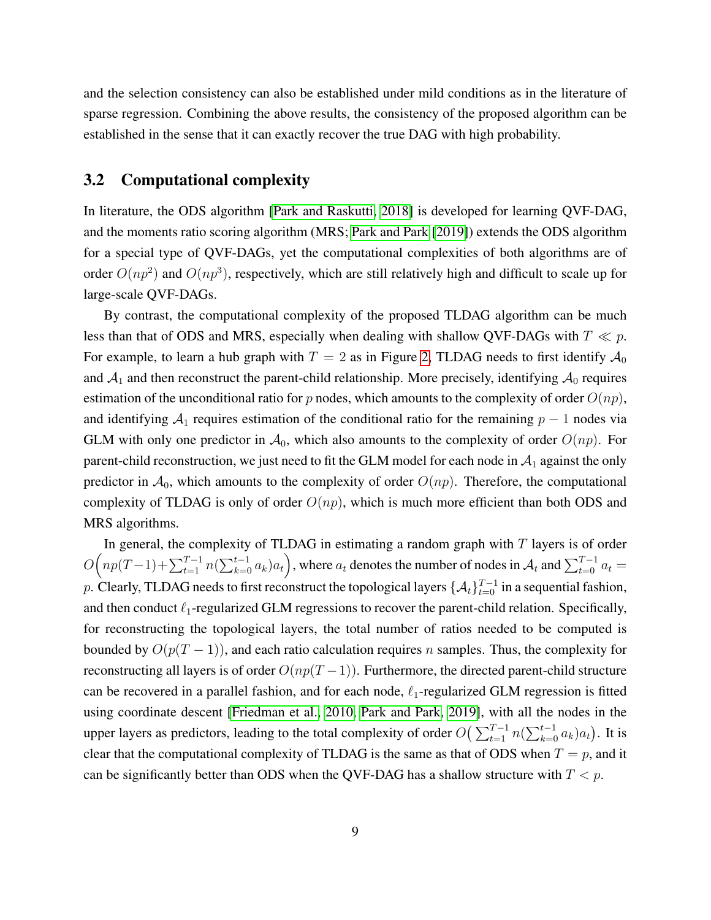and the selection consistency can also be established under mild conditions as in the literature of sparse regression. Combining the above results, the consistency of the proposed algorithm can be established in the sense that it can exactly recover the true DAG with high probability.

## 3.2 Computational complexity

In literature, the ODS algorithm [Park and Raskutti, 2018] is developed for learning QVF-DAG, and the moments ratio scoring algorithm (MRS; Park and Park [2019]) extends the ODS algorithm for a special type of QVF-DAGs, yet the computational complexities of both algorithms are of order $O(np^2)$ and $O(np^3)$, respectively, which are still relatively high and difficult to scale up for large-scale QVF-DAGs.

By contrast, the computational complexity of the proposed TLDAG algorithm can be much less than that of ODS and MRS, especially when dealing with shallow QVF-DAGs with $T \ll p$. For example, to learn a hub graph with $T = 2$ as in Figure 2, TLDAG needs to first identify $\mathcal{A}_0$ and $\mathcal{A}_1$ and then reconstruct the parent-child relationship. More precisely, identifying $\mathcal{A}_0$ requires estimation of the unconditional ratio for $p$ nodes, which amounts to the complexity of order $O(np)$, and identifying $\mathcal{A}_1$ requires estimation of the conditional ratio for the remaining $p-1$ nodes via GLM with only one predictor in $\mathcal{A}_0$, which also amounts to the complexity of order $O(np)$. For parent-child reconstruction, we just need to fit the GLM model for each node in $\mathcal{A}_1$ against the only predictor in $\mathcal{A}_0$, which amounts to the complexity of order $O(np)$. Therefore, the computational complexity of TLDAG is only of order $O(np)$, which is much more efficient than both ODS and MRS algorithms.

In general, the complexity of TLDAG in estimating a random graph with $T$ layers is of order $O\Big(np(T-1)+\sum_{t=1}^{T-1} n(\sum_{k=0}^{t-1} a_k)a_t\Big)$, where $a_t$ denotes the number of nodes in $\mathcal{A}_t$ and $\sum_{t=0}^{T-1} a_t = p$. Clearly, TLDAG needs to first reconstruct the topological layers $\{\mathcal{A}_t\}_{t=0}^{T-1}$ in a sequential fashion, and then conduct $\ell_1$-regularized GLM regressions to recover the parent-child relation. Specifically, for reconstructing the topological layers, the total number of ratios needed to be computed is bounded by $O(p(T-1))$, and each ratio calculation requires $n$ samples. Thus, the complexity for reconstructing all layers is of order $O(np(T-1))$. Furthermore, the directed parent-child structure can be recovered in a parallel fashion, and for each node, $\ell_1$-regularized GLM regression is fitted using coordinate descent [Friedman et al., 2010, Park and Park, 2019], with all the nodes in the upper layers as predictors, leading to the total complexity of order $O\big(\sum_{t=1}^{T-1} n(\sum_{k=0}^{t-1} a_k)a_t\big)$. It is clear that the computational complexity of TLDAG is the same as that of ODS when $T = p$, and it can be significantly better than ODS when the QVF-DAG has a shallow structure with $T < p$.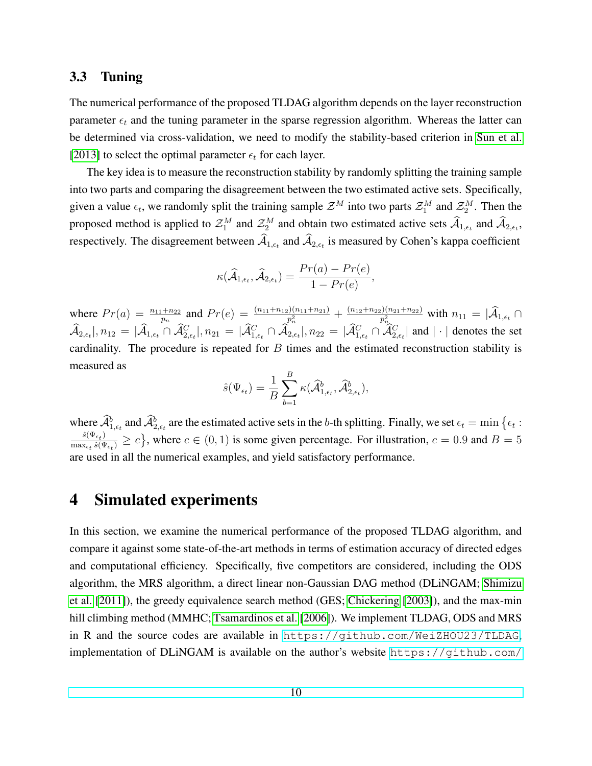### 3.3 Tuning

The numerical performance of the proposed TLDAG algorithm depends on the layer reconstruction parameter $\epsilon_t$ and the tuning parameter in the sparse regression algorithm. Whereas the latter can be determined via cross-validation, we need to modify the stability-based criterion in Sun et al. [2013] to select the optimal parameter $\epsilon_t$ for each layer.

The key idea is to measure the reconstruction stability by randomly splitting the training sample into two parts and comparing the disagreement between the two estimated active sets. Specifically, given a value $\epsilon_t$, we randomly split the training sample $\mathcal{Z}^M$ into two parts $\mathcal{Z}_1^M$ and $\mathcal{Z}_2^M$. Then the proposed method is applied to $\mathcal{Z}_1^M$ and $\mathcal{Z}_2^M$ and obtain two estimated active sets $\widehat{\mathcal{A}}_{1,\epsilon_t}$ and $\widehat{\mathcal{A}}_{2,\epsilon_t}$, respectively. The disagreement between $\widehat{\mathcal{A}}_{1,\epsilon_t}$ and $\widehat{\mathcal{A}}_{2,\epsilon_t}$ is measured by Cohen's kappa coefficient

$$\kappa(\widehat{\mathcal{A}}_{1,\epsilon_t}, \widehat{\mathcal{A}}_{2,\epsilon_t}) = \frac{Pr(a) - Pr(e)}{1 - Pr(e)},$$

where $Pr(a) = \frac{n_{11}+n_{22}}{p_n}$ and $Pr(e) = \frac{(n_{11}+n_{12})(n_{11}+n_{21})}{p_n^2} + \frac{(n_{12}+n_{22})(n_{21}+n_{22})}{p_n^2}$ with $n_{11} = |\widehat{\mathcal{A}}_{1,\epsilon_t} \cap \widehat{\mathcal{A}}_{2,\epsilon_t}|, n_{12} = |\widehat{\mathcal{A}}_{1,\epsilon_t} \cap \widehat{\mathcal{A}}_{2,\epsilon_t}^C|, n_{21} = |\widehat{\mathcal{A}}_{1,\epsilon_t}^C \cap \widehat{\mathcal{A}}_{2,\epsilon_t}|, n_{22} = |\widehat{\mathcal{A}}_{1,\epsilon_t}^C \cap \widehat{\mathcal{A}}_{2,\epsilon_t}^C|$ and $|\cdot|$ denotes the set cardinality. The procedure is repeated for $B$ times and the estimated reconstruction stability is measured as

$$\hat{s}(\Psi_{\epsilon_t}) = \frac{1}{B}\sum_{b=1}^{B} \kappa(\widehat{\mathcal{A}}_{1,\epsilon_t}^b, \widehat{\mathcal{A}}_{2,\epsilon_t}^b),$$

where $\widehat{\mathcal{A}}_{1,\epsilon_t}^b$ and $\widehat{\mathcal{A}}_{2,\epsilon_t}^b$ are the estimated active sets in the $b$-th splitting. Finally, we set $\epsilon_t = \min\left\{\epsilon_t : \frac{\hat{s}(\Psi_{\epsilon_t})}{\max_{\epsilon_t} \hat{s}(\Psi_{\epsilon_t})} \geq c\right\}$, where $c \in (0, 1)$ is some given percentage. For illustration, $c = 0.9$ and $B = 5$ are used in all the numerical examples, and yield satisfactory performance.

# 4 Simulated experiments

In this section, we examine the numerical performance of the proposed TLDAG algorithm, and compare it against some state-of-the-art methods in terms of estimation accuracy of directed edges and computational efficiency. Specifically, five competitors are considered, including the ODS algorithm, the MRS algorithm, a direct linear non-Gaussian DAG method (DLiNGAM; Shimizu et al. [2011]), the greedy equivalence search method (GES; Chickering [2003]), and the max-min hill climbing method (MMHC; Tsamardinos et al. [2006]). We implement TLDAG, ODS and MRS in R and the source codes are available in https://github.com/WeiZHOU23/TLDAG, implementation of DLiNGAM is available on the author's website https://github.com/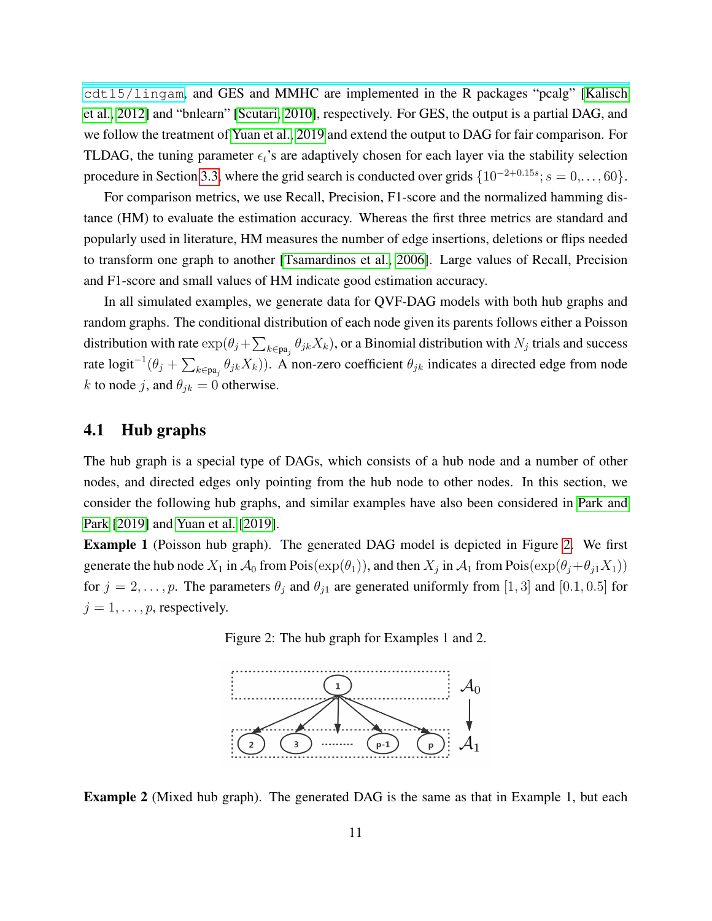`cdt15/lingam`, and GES and MMHC are implemented in the R packages "pcalg" [Kalisch et al., 2012] and "bnlearn" [Scutari, 2010], respectively. For GES, the output is a partial DAG, and we follow the treatment of Yuan et al. 2019 and extend the output to DAG for fair comparison. For TLDAG, the tuning parameter $\epsilon_t$'s are adaptively chosen for each layer via the stability selection procedure in Section 3.3, where the grid search is conducted over grids $\{10^{-2+0.15s}; s = 0, \ldots, 60\}$.

For comparison metrics, we use Recall, Precision, F1-score and the normalized hamming distance (HM) to evaluate the estimation accuracy. Whereas the first three metrics are standard and popularly used in literature, HM measures the number of edge insertions, deletions or flips needed to transform one graph to another [Tsamardinos et al., 2006]. Large values of Recall, Precision and F1-score and small values of HM indicate good estimation accuracy.

In all simulated examples, we generate data for QVF-DAG models with both hub graphs and random graphs. The conditional distribution of each node given its parents follows either a Poisson distribution with rate $\exp(\theta_j + \sum_{k \in \text{pa}_j} \theta_{jk} X_k)$, or a Binomial distribution with $N_j$ trials and success rate $\text{logit}^{-1}(\theta_j + \sum_{k \in \text{pa}_j} \theta_{jk} X_k))$. A non-zero coefficient $\theta_{jk}$ indicates a directed edge from node $k$ to node $j$, and $\theta_{jk} = 0$ otherwise.

## 4.1 Hub graphs

The hub graph is a special type of DAGs, which consists of a hub node and a number of other nodes, and directed edges only pointing from the hub node to other nodes. In this section, we consider the following hub graphs, and similar examples have also been considered in Park and Park [2019] and Yuan et al. [2019].

**Example 1** (Poisson hub graph). The generated DAG model is depicted in Figure 2. We first generate the hub node $X_1$ in $\mathcal{A}_0$ from $\text{Pois}(\exp(\theta_1))$, and then $X_j$ in $\mathcal{A}_1$ from $\text{Pois}(\exp(\theta_j + \theta_{j1} X_1))$ for $j = 2, \ldots, p$. The parameters $\theta_j$ and $\theta_{j1}$ are generated uniformly from $[1, 3]$ and $[0.1, 0.5]$ for $j = 1, \ldots, p$, respectively.

Figure 2: The hub graph for Examples 1 and 2.

**Example 2** (Mixed hub graph). The generated DAG is the same as that in Example 1, but each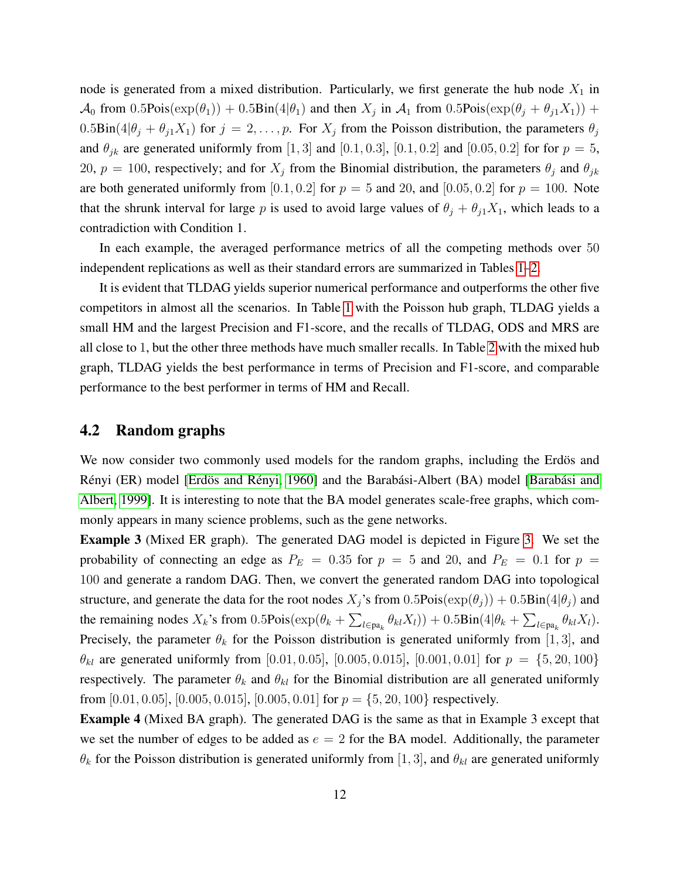node is generated from a mixed distribution. Particularly, we first generate the hub node $X_1$ in $\mathcal{A}_0$ from $0.5\text{Pois}(\exp(\theta_1)) + 0.5\text{Bin}(4|\theta_1)$ and then $X_j$ in $\mathcal{A}_1$ from $0.5\text{Pois}(\exp(\theta_j + \theta_{j1}X_1)) + 0.5\text{Bin}(4|\theta_j + \theta_{j1}X_1)$ for $j = 2, \ldots, p$. For $X_j$ from the Poisson distribution, the parameters $\theta_j$ and $\theta_{jk}$ are generated uniformly from $[1, 3]$ and $[0.1, 0.3]$, $[0.1, 0.2]$ and $[0.05, 0.2]$ for for $p = 5$, 20, $p = 100$, respectively; and for $X_j$ from the Binomial distribution, the parameters $\theta_j$ and $\theta_{jk}$ are both generated uniformly from $[0.1, 0.2]$ for $p = 5$ and 20, and $[0.05, 0.2]$ for $p = 100$. Note that the shrunk interval for large $p$ is used to avoid large values of $\theta_j + \theta_{j1}X_1$, which leads to a contradiction with Condition 1.

In each example, the averaged performance metrics of all the competing methods over 50 independent replications as well as their standard errors are summarized in Tables 1–2.

It is evident that TLDAG yields superior numerical performance and outperforms the other five competitors in almost all the scenarios. In Table 1 with the Poisson hub graph, TLDAG yields a small HM and the largest Precision and F1-score, and the recalls of TLDAG, ODS and MRS are all close to 1, but the other three methods have much smaller recalls. In Table 2 with the mixed hub graph, TLDAG yields the best performance in terms of Precision and F1-score, and comparable performance to the best performer in terms of HM and Recall.

## 4.2 Random graphs

We now consider two commonly used models for the random graphs, including the Erdös and Rényi (ER) model [Erdös and Rényi, 1960] and the Barabási-Albert (BA) model [Barabási and Albert, 1999]. It is interesting to note that the BA model generates scale-free graphs, which commonly appears in many science problems, such as the gene networks.

**Example 3** (Mixed ER graph). The generated DAG model is depicted in Figure 3. We set the probability of connecting an edge as $P_E = 0.35$ for $p = 5$ and 20, and $P_E = 0.1$ for $p = 100$ and generate a random DAG. Then, we convert the generated random DAG into topological structure, and generate the data for the root nodes $X_j$'s from $0.5\text{Pois}(\exp(\theta_j)) + 0.5\text{Bin}(4|\theta_j)$ and the remaining nodes $X_k$'s from $0.5\text{Pois}(\exp(\theta_k + \sum_{l \in \text{pa}_k} \theta_{kl}X_l)) + 0.5\text{Bin}(4|\theta_k + \sum_{l \in \text{pa}_k} \theta_{kl}X_l)$. Precisely, the parameter $\theta_k$ for the Poisson distribution is generated uniformly from $[1, 3]$, and $\theta_{kl}$ are generated uniformly from $[0.01, 0.05]$, $[0.005, 0.015]$, $[0.001, 0.01]$ for $p = \{5, 20, 100\}$ respectively. The parameter $\theta_k$ and $\theta_{kl}$ for the Binomial distribution are all generated uniformly from $[0.01, 0.05]$, $[0.005, 0.015]$, $[0.005, 0.01]$ for $p = \{5, 20, 100\}$ respectively.

**Example 4** (Mixed BA graph). The generated DAG is the same as that in Example 3 except that we set the number of edges to be added as $e = 2$ for the BA model. Additionally, the parameter $\theta_k$ for the Poisson distribution is generated uniformly from $[1, 3]$, and $\theta_{kl}$ are generated uniformly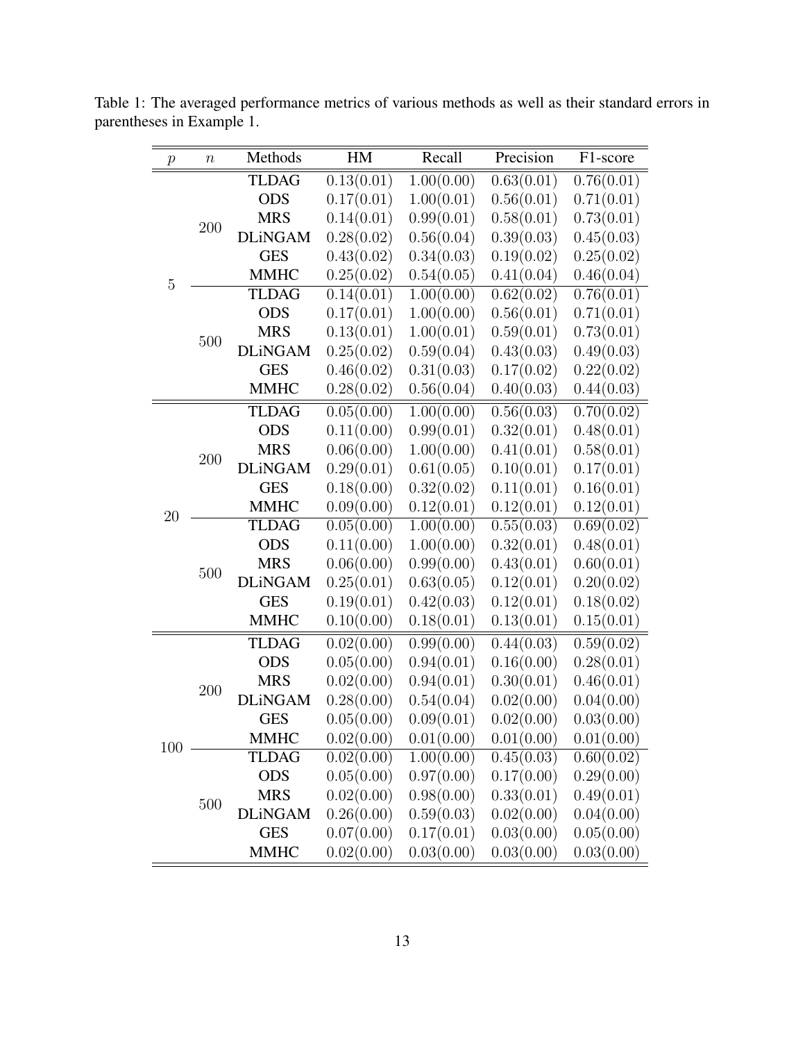Table 1: The averaged performance metrics of various methods as well as their standard errors in parentheses in Example 1.

| $p$ | $n$ | Methods | HM | Recall | Precision | F1-score |
|---|---|---|---|---|---|---|
| 5 | 200 | **TLDAG** | 0.13(0.01) | 1.00(0.00) | 0.63(0.01) | 0.76(0.01) |
| | | **ODS** | 0.17(0.01) | 1.00(0.01) | 0.56(0.01) | 0.71(0.01) |
| | | **MRS** | 0.14(0.01) | 0.99(0.01) | 0.58(0.01) | 0.73(0.01) |
| | | **DLiNGAM** | 0.28(0.02) | 0.56(0.04) | 0.39(0.03) | 0.45(0.03) |
| | | **GES** | 0.43(0.02) | 0.34(0.03) | 0.19(0.02) | 0.25(0.02) |
| | | **MMHC** | 0.25(0.02) | 0.54(0.05) | 0.41(0.04) | 0.46(0.04) |
| | 500 | **TLDAG** | 0.14(0.01) | 1.00(0.00) | 0.62(0.02) | 0.76(0.01) |
| | | **ODS** | 0.17(0.01) | 1.00(0.00) | 0.56(0.01) | 0.71(0.01) |
| | | **MRS** | 0.13(0.01) | 1.00(0.01) | 0.59(0.01) | 0.73(0.01) |
| | | **DLiNGAM** | 0.25(0.02) | 0.59(0.04) | 0.43(0.03) | 0.49(0.03) |
| | | **GES** | 0.46(0.02) | 0.31(0.03) | 0.17(0.02) | 0.22(0.02) |
| | | **MMHC** | 0.28(0.02) | 0.56(0.04) | 0.40(0.03) | 0.44(0.03) |
| 20 | 200 | **TLDAG** | 0.05(0.00) | 1.00(0.00) | 0.56(0.03) | 0.70(0.02) |
| | | **ODS** | 0.11(0.00) | 0.99(0.01) | 0.32(0.01) | 0.48(0.01) |
| | | **MRS** | 0.06(0.00) | 1.00(0.00) | 0.41(0.01) | 0.58(0.01) |
| | | **DLiNGAM** | 0.29(0.01) | 0.61(0.05) | 0.10(0.01) | 0.17(0.01) |
| | | **GES** | 0.18(0.00) | 0.32(0.02) | 0.11(0.01) | 0.16(0.01) |
| | | **MMHC** | 0.09(0.00) | 0.12(0.01) | 0.12(0.01) | 0.12(0.01) |
| | 500 | **TLDAG** | 0.05(0.00) | 1.00(0.00) | 0.55(0.03) | 0.69(0.02) |
| | | **ODS** | 0.11(0.00) | 1.00(0.00) | 0.32(0.01) | 0.48(0.01) |
| | | **MRS** | 0.06(0.00) | 0.99(0.00) | 0.43(0.01) | 0.60(0.01) |
| | | **DLiNGAM** | 0.25(0.01) | 0.63(0.05) | 0.12(0.01) | 0.20(0.02) |
| | | **GES** | 0.19(0.01) | 0.42(0.03) | 0.12(0.01) | 0.18(0.02) |
| | | **MMHC** | 0.10(0.00) | 0.18(0.01) | 0.13(0.01) | 0.15(0.01) |
| 100 | 200 | **TLDAG** | 0.02(0.00) | 0.99(0.00) | 0.44(0.03) | 0.59(0.02) |
| | | **ODS** | 0.05(0.00) | 0.94(0.01) | 0.16(0.00) | 0.28(0.01) |
| | | **MRS** | 0.02(0.00) | 0.94(0.01) | 0.30(0.01) | 0.46(0.01) |
| | | **DLiNGAM** | 0.28(0.00) | 0.54(0.04) | 0.02(0.00) | 0.04(0.00) |
| | | **GES** | 0.05(0.00) | 0.09(0.01) | 0.02(0.00) | 0.03(0.00) |
| | | **MMHC** | 0.02(0.00) | 0.01(0.00) | 0.01(0.00) | 0.01(0.00) |
| | 500 | **TLDAG** | 0.02(0.00) | 1.00(0.00) | 0.45(0.03) | 0.60(0.02) |
| | | **ODS** | 0.05(0.00) | 0.97(0.00) | 0.17(0.00) | 0.29(0.00) |
| | | **MRS** | 0.02(0.00) | 0.98(0.00) | 0.33(0.01) | 0.49(0.01) |
| | | **DLiNGAM** | 0.26(0.00) | 0.59(0.03) | 0.02(0.00) | 0.04(0.00) |
| | | **GES** | 0.07(0.00) | 0.17(0.01) | 0.03(0.00) | 0.05(0.00) |
| | | **MMHC** | 0.02(0.00) | 0.03(0.00) | 0.03(0.00) | 0.03(0.00) |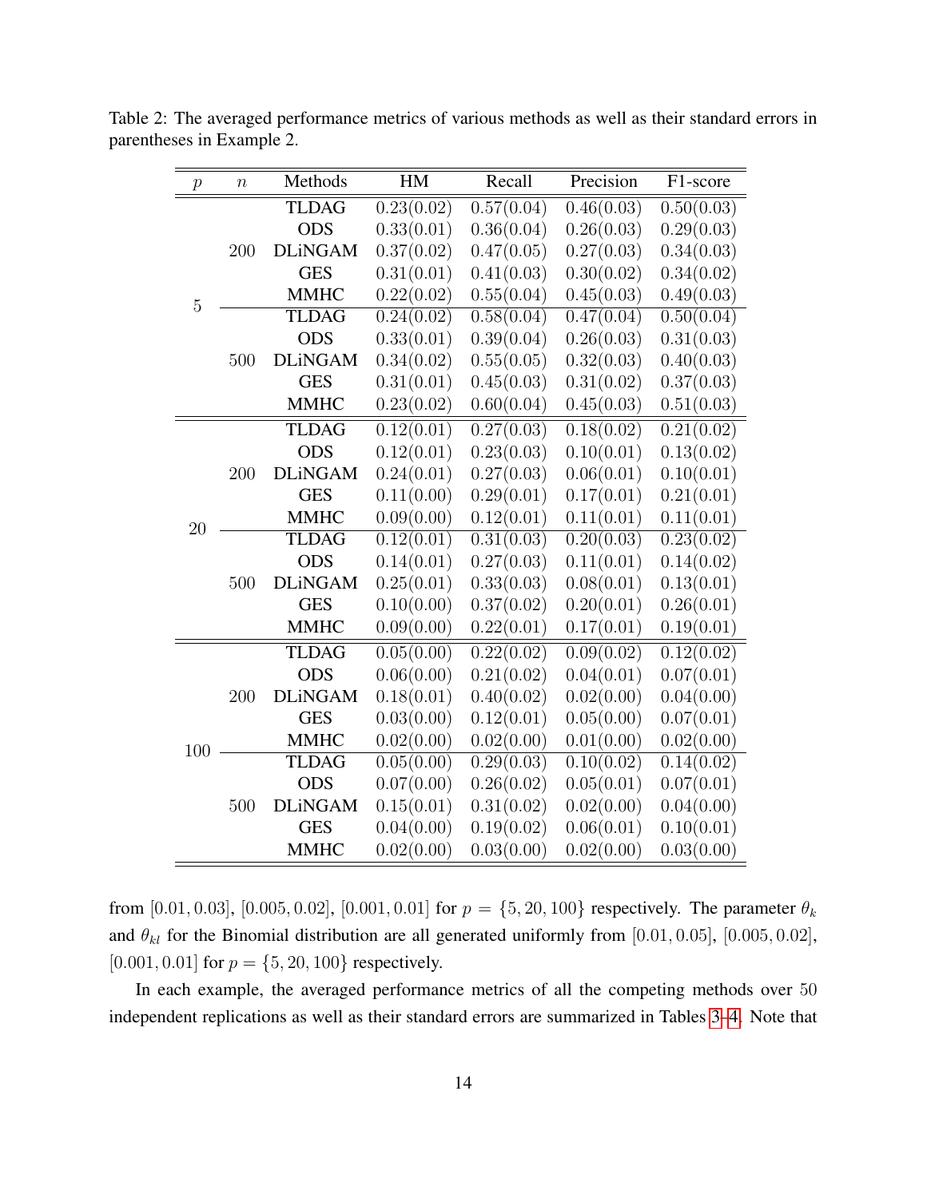Table 2: The averaged performance metrics of various methods as well as their standard errors in parentheses in Example 2.

| $p$ | $n$ | Methods | HM | Recall | Precision | F1-score |
|---|---|---|---|---|---|---|
| 5 | 200 | TLDAG | 0.23(0.02) | 0.57(0.04) | 0.46(0.03) | 0.50(0.03) |
| | | ODS | 0.33(0.01) | 0.36(0.04) | 0.26(0.03) | 0.29(0.03) |
| | | DLiNGAM | 0.37(0.02) | 0.47(0.05) | 0.27(0.03) | 0.34(0.03) |
| | | GES | 0.31(0.01) | 0.41(0.03) | 0.30(0.02) | 0.34(0.02) |
| | | MMHC | 0.22(0.02) | 0.55(0.04) | 0.45(0.03) | 0.49(0.03) |
| | 500 | TLDAG | 0.24(0.02) | 0.58(0.04) | 0.47(0.04) | 0.50(0.04) |
| | | ODS | 0.33(0.01) | 0.39(0.04) | 0.26(0.03) | 0.31(0.03) |
| | | DLiNGAM | 0.34(0.02) | 0.55(0.05) | 0.32(0.03) | 0.40(0.03) |
| | | GES | 0.31(0.01) | 0.45(0.03) | 0.31(0.02) | 0.37(0.03) |
| | | MMHC | 0.23(0.02) | 0.60(0.04) | 0.45(0.03) | 0.51(0.03) |
| 20 | 200 | TLDAG | 0.12(0.01) | 0.27(0.03) | 0.18(0.02) | 0.21(0.02) |
| | | ODS | 0.12(0.01) | 0.23(0.03) | 0.10(0.01) | 0.13(0.02) |
| | | DLiNGAM | 0.24(0.01) | 0.27(0.03) | 0.06(0.01) | 0.10(0.01) |
| | | GES | 0.11(0.00) | 0.29(0.01) | 0.17(0.01) | 0.21(0.01) |
| | | MMHC | 0.09(0.00) | 0.12(0.01) | 0.11(0.01) | 0.11(0.01) |
| | 500 | TLDAG | 0.12(0.01) | 0.31(0.03) | 0.20(0.03) | 0.23(0.02) |
| | | ODS | 0.14(0.01) | 0.27(0.03) | 0.11(0.01) | 0.14(0.02) |
| | | DLiNGAM | 0.25(0.01) | 0.33(0.03) | 0.08(0.01) | 0.13(0.01) |
| | | GES | 0.10(0.00) | 0.37(0.02) | 0.20(0.01) | 0.26(0.01) |
| | | MMHC | 0.09(0.00) | 0.22(0.01) | 0.17(0.01) | 0.19(0.01) |
| 100 | 200 | TLDAG | 0.05(0.00) | 0.22(0.02) | 0.09(0.02) | 0.12(0.02) |
| | | ODS | 0.06(0.00) | 0.21(0.02) | 0.04(0.01) | 0.07(0.01) |
| | | DLiNGAM | 0.18(0.01) | 0.40(0.02) | 0.02(0.00) | 0.04(0.00) |
| | | GES | 0.03(0.00) | 0.12(0.01) | 0.05(0.00) | 0.07(0.01) |
| | | MMHC | 0.02(0.00) | 0.02(0.00) | 0.01(0.00) | 0.02(0.00) |
| | 500 | TLDAG | 0.05(0.00) | 0.29(0.03) | 0.10(0.02) | 0.14(0.02) |
| | | ODS | 0.07(0.00) | 0.26(0.02) | 0.05(0.01) | 0.07(0.01) |
| | | DLiNGAM | 0.15(0.01) | 0.31(0.02) | 0.02(0.00) | 0.04(0.00) |
| | | GES | 0.04(0.00) | 0.19(0.02) | 0.06(0.01) | 0.10(0.01) |
| | | MMHC | 0.02(0.00) | 0.03(0.00) | 0.02(0.00) | 0.03(0.00) |

from $[0.01, 0.03]$, $[0.005, 0.02]$, $[0.001, 0.01]$ for $p = \{5, 20, 100\}$ respectively. The parameter $\theta_k$ and $\theta_{kl}$ for the Binomial distribution are all generated uniformly from $[0.01, 0.05]$, $[0.005, 0.02]$, $[0.001, 0.01]$ for $p = \{5, 20, 100\}$ respectively.

In each example, the averaged performance metrics of all the competing methods over 50 independent replications as well as their standard errors are summarized in Tables 3–4. Note that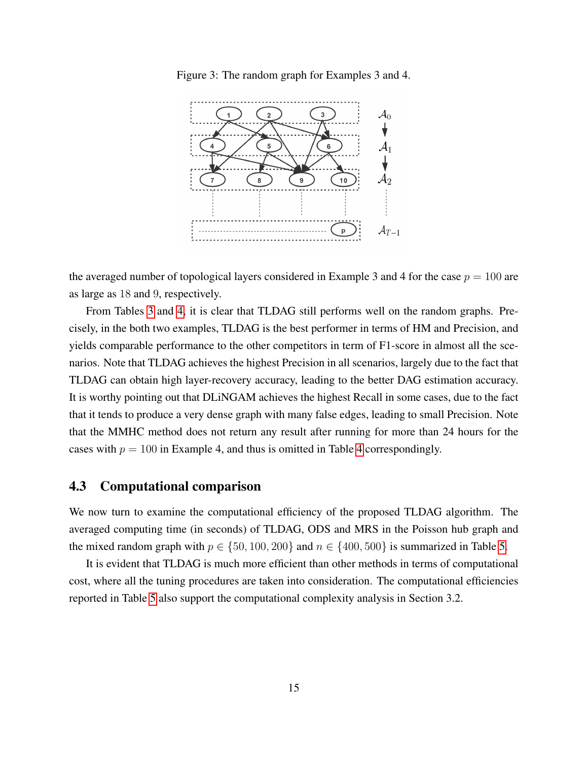Figure 3: The random graph for Examples 3 and 4.

the averaged number of topological layers considered in Example 3 and 4 for the case $p = 100$ are as large as 18 and 9, respectively.

From Tables 3 and 4, it is clear that TLDAG still performs well on the random graphs. Precisely, in the both two examples, TLDAG is the best performer in terms of HM and Precision, and yields comparable performance to the other competitors in term of F1-score in almost all the scenarios. Note that TLDAG achieves the highest Precision in all scenarios, largely due to the fact that TLDAG can obtain high layer-recovery accuracy, leading to the better DAG estimation accuracy. It is worthy pointing out that DLiNGAM achieves the highest Recall in some cases, due to the fact that it tends to produce a very dense graph with many false edges, leading to small Precision. Note that the MMHC method does not return any result after running for more than 24 hours for the cases with $p = 100$ in Example 4, and thus is omitted in Table 4 correspondingly.

## 4.3 Computational comparison

We now turn to examine the computational efficiency of the proposed TLDAG algorithm. The averaged computing time (in seconds) of TLDAG, ODS and MRS in the Poisson hub graph and the mixed random graph with $p \in \{50, 100, 200\}$ and $n \in \{400, 500\}$ is summarized in Table 5.

It is evident that TLDAG is much more efficient than other methods in terms of computational cost, where all the tuning procedures are taken into consideration. The computational efficiencies reported in Table 5 also support the computational complexity analysis in Section 3.2.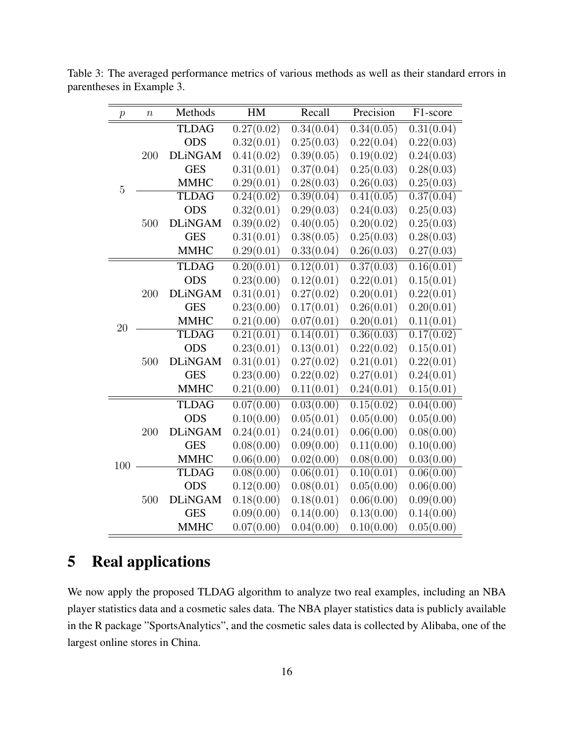Table 3: The averaged performance metrics of various methods as well as their standard errors in parentheses in Example 3.

| $p$ | $n$ | Methods | HM | Recall | Precision | F1-score |
|---|---|---|---|---|---|---|
| 5 | 200 | **TLDAG** | 0.27(0.02) | 0.34(0.04) | 0.34(0.05) | 0.31(0.04) |
| | | **ODS** | 0.32(0.01) | 0.25(0.03) | 0.22(0.04) | 0.22(0.03) |
| | | **DLiNGAM** | 0.41(0.02) | 0.39(0.05) | 0.19(0.02) | 0.24(0.03) |
| | | **GES** | 0.31(0.01) | 0.37(0.04) | 0.25(0.03) | 0.28(0.03) |
| | | **MMHC** | 0.29(0.01) | 0.28(0.03) | 0.26(0.03) | 0.25(0.03) |
| | 500 | **TLDAG** | 0.24(0.02) | 0.39(0.04) | 0.41(0.05) | 0.37(0.04) |
| | | **ODS** | 0.32(0.01) | 0.29(0.03) | 0.24(0.03) | 0.25(0.03) |
| | | **DLiNGAM** | 0.39(0.02) | 0.40(0.05) | 0.20(0.02) | 0.25(0.03) |
| | | **GES** | 0.31(0.01) | 0.38(0.05) | 0.25(0.03) | 0.28(0.03) |
| | | **MMHC** | 0.29(0.01) | 0.33(0.04) | 0.26(0.03) | 0.27(0.03) |
| 20 | 200 | **TLDAG** | 0.20(0.01) | 0.12(0.01) | 0.37(0.03) | 0.16(0.01) |
| | | **ODS** | 0.23(0.00) | 0.12(0.01) | 0.22(0.01) | 0.15(0.01) |
| | | **DLiNGAM** | 0.31(0.01) | 0.27(0.02) | 0.20(0.01) | 0.22(0.01) |
| | | **GES** | 0.23(0.00) | 0.17(0.01) | 0.26(0.01) | 0.20(0.01) |
| | | **MMHC** | 0.21(0.00) | 0.07(0.01) | 0.20(0.01) | 0.11(0.01) |
| | 500 | **TLDAG** | 0.21(0.01) | 0.14(0.01) | 0.36(0.03) | 0.17(0.02) |
| | | **ODS** | 0.23(0.01) | 0.13(0.01) | 0.22(0.02) | 0.15(0.01) |
| | | **DLiNGAM** | 0.31(0.01) | 0.27(0.02) | 0.21(0.01) | 0.22(0.01) |
| | | **GES** | 0.23(0.00) | 0.22(0.02) | 0.27(0.01) | 0.24(0.01) |
| | | **MMHC** | 0.21(0.00) | 0.11(0.01) | 0.24(0.01) | 0.15(0.01) |
| 100 | 200 | **TLDAG** | 0.07(0.00) | 0.03(0.00) | 0.15(0.02) | 0.04(0.00) |
| | | **ODS** | 0.10(0.00) | 0.05(0.01) | 0.05(0.00) | 0.05(0.00) |
| | | **DLiNGAM** | 0.24(0.01) | 0.24(0.01) | 0.06(0.00) | 0.08(0.00) |
| | | **GES** | 0.08(0.00) | 0.09(0.00) | 0.11(0.00) | 0.10(0.00) |
| | | **MMHC** | 0.06(0.00) | 0.02(0.00) | 0.08(0.00) | 0.03(0.00) |
| | 500 | **TLDAG** | 0.08(0.00) | 0.06(0.01) | 0.10(0.01) | 0.06(0.00) |
| | | **ODS** | 0.12(0.00) | 0.08(0.01) | 0.05(0.00) | 0.06(0.00) |
| | | **DLiNGAM** | 0.18(0.00) | 0.18(0.01) | 0.06(0.00) | 0.09(0.00) |
| | | **GES** | 0.09(0.00) | 0.14(0.00) | 0.13(0.00) | 0.14(0.00) |
| | | **MMHC** | 0.07(0.00) | 0.04(0.00) | 0.10(0.00) | 0.05(0.00) |

# 5 Real applications

We now apply the proposed TLDAG algorithm to analyze two real examples, including an NBA player statistics data and a cosmetic sales data. The NBA player statistics data is publicly available in the R package "SportsAnalytics", and the cosmetic sales data is collected by Alibaba, one of the largest online stores in China.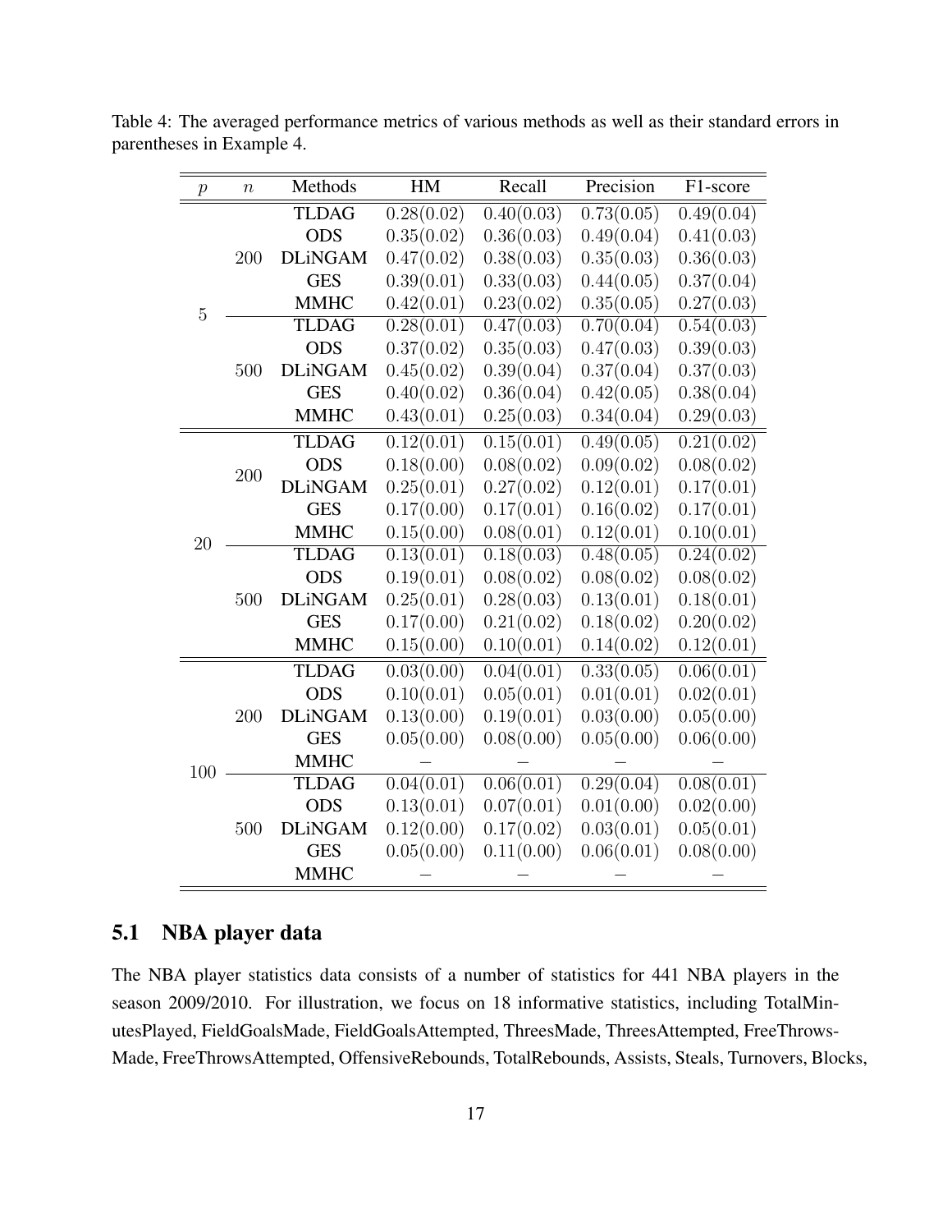Table 4: The averaged performance metrics of various methods as well as their standard errors in parentheses in Example 4.

| $p$ | $n$ | Methods | HM | Recall | Precision | F1-score |
|---|---|---|---|---|---|---|
| 5 | 200 | TLDAG | 0.28(0.02) | 0.40(0.03) | 0.73(0.05) | 0.49(0.04) |
| | | ODS | 0.35(0.02) | 0.36(0.03) | 0.49(0.04) | 0.41(0.03) |
| | | DLiNGAM | 0.47(0.02) | 0.38(0.03) | 0.35(0.03) | 0.36(0.03) |
| | | GES | 0.39(0.01) | 0.33(0.03) | 0.44(0.05) | 0.37(0.04) |
| | | MMHC | 0.42(0.01) | 0.23(0.02) | 0.35(0.05) | 0.27(0.03) |
| | 500 | TLDAG | 0.28(0.01) | 0.47(0.03) | 0.70(0.04) | 0.54(0.03) |
| | | ODS | 0.37(0.02) | 0.35(0.03) | 0.47(0.03) | 0.39(0.03) |
| | | DLiNGAM | 0.45(0.02) | 0.39(0.04) | 0.37(0.04) | 0.37(0.03) |
| | | GES | 0.40(0.02) | 0.36(0.04) | 0.42(0.05) | 0.38(0.04) |
| | | MMHC | 0.43(0.01) | 0.25(0.03) | 0.34(0.04) | 0.29(0.03) |
| 20 | 200 | TLDAG | 0.12(0.01) | 0.15(0.01) | 0.49(0.05) | 0.21(0.02) |
| | | ODS | 0.18(0.00) | 0.08(0.02) | 0.09(0.02) | 0.08(0.02) |
| | | DLiNGAM | 0.25(0.01) | 0.27(0.02) | 0.12(0.01) | 0.17(0.01) |
| | | GES | 0.17(0.00) | 0.17(0.01) | 0.16(0.02) | 0.17(0.01) |
| | | MMHC | 0.15(0.00) | 0.08(0.01) | 0.12(0.01) | 0.10(0.01) |
| | 500 | TLDAG | 0.13(0.01) | 0.18(0.03) | 0.48(0.05) | 0.24(0.02) |
| | | ODS | 0.19(0.01) | 0.08(0.02) | 0.08(0.02) | 0.08(0.02) |
| | | DLiNGAM | 0.25(0.01) | 0.28(0.03) | 0.13(0.01) | 0.18(0.01) |
| | | GES | 0.17(0.00) | 0.21(0.02) | 0.18(0.02) | 0.20(0.02) |
| | | MMHC | 0.15(0.00) | 0.10(0.01) | 0.14(0.02) | 0.12(0.01) |
| 100 | 200 | TLDAG | 0.03(0.00) | 0.04(0.01) | 0.33(0.05) | 0.06(0.01) |
| | | ODS | 0.10(0.01) | 0.05(0.01) | 0.01(0.01) | 0.02(0.01) |
| | | DLiNGAM | 0.13(0.00) | 0.19(0.01) | 0.03(0.00) | 0.05(0.00) |
| | | GES | 0.05(0.00) | 0.08(0.00) | 0.05(0.00) | 0.06(0.00) |
| | | MMHC | – | – | – | – |
| | 500 | TLDAG | 0.04(0.01) | 0.06(0.01) | 0.29(0.04) | 0.08(0.01) |
| | | ODS | 0.13(0.01) | 0.07(0.01) | 0.01(0.00) | 0.02(0.00) |
| | | DLiNGAM | 0.12(0.00) | 0.17(0.02) | 0.03(0.01) | 0.05(0.01) |
| | | GES | 0.05(0.00) | 0.11(0.00) | 0.06(0.01) | 0.08(0.00) |
| | | MMHC | – | – | – | – |

## 5.1 NBA player data

The NBA player statistics data consists of a number of statistics for 441 NBA players in the season 2009/2010. For illustration, we focus on 18 informative statistics, including TotalMinutesPlayed, FieldGoalsMade, FieldGoalsAttempted, ThreesMade, ThreesAttempted, FreeThrowsMade, FreeThrowsAttempted, OffensiveRebounds, TotalRebounds, Assists, Steals, Turnovers, Blocks,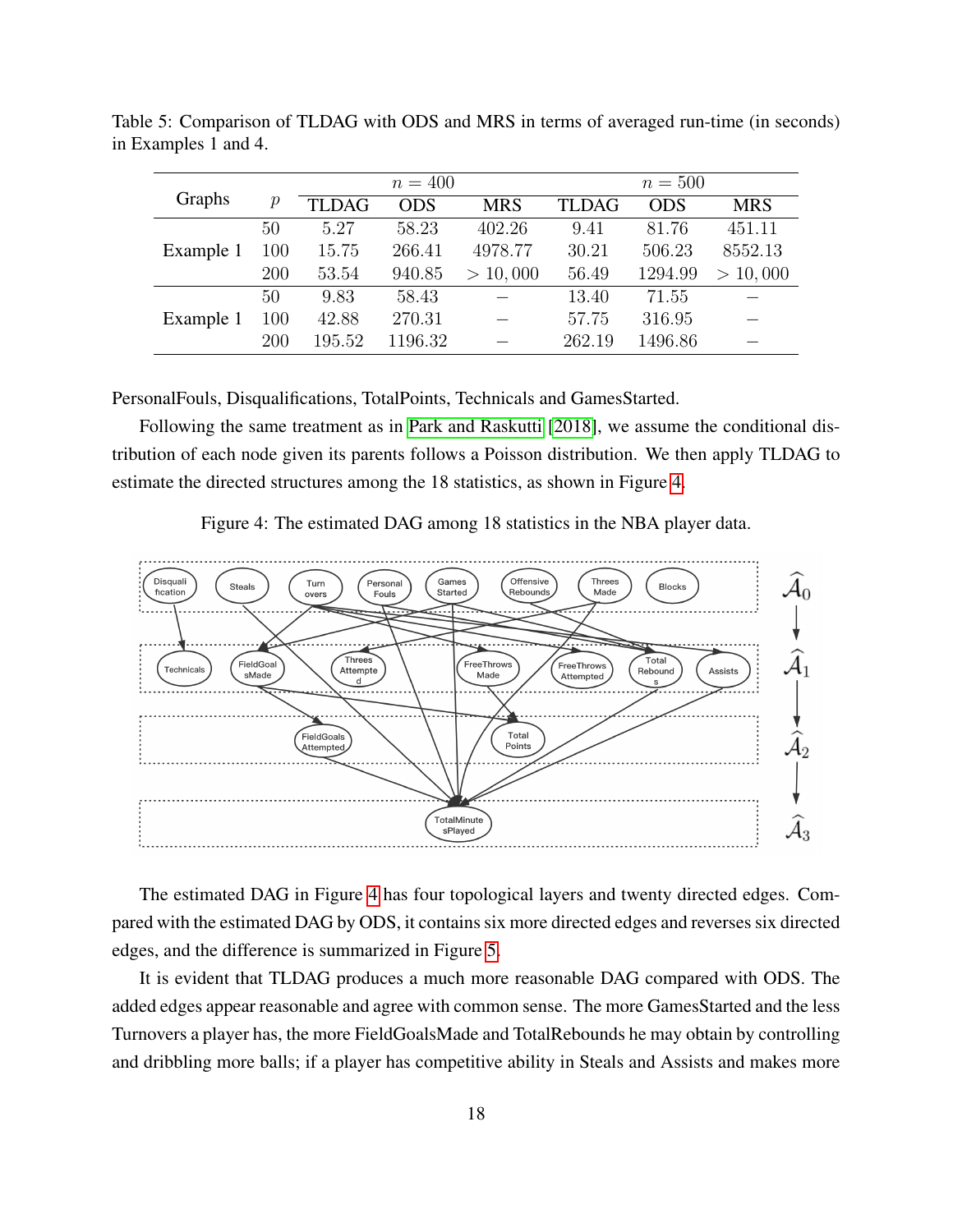Table 5: Comparison of TLDAG with ODS and MRS in terms of averaged run-time (in seconds) in Examples 1 and 4.

| Graphs | $p$ | $n = 400$ | | | $n = 500$ | | |
|---|---|---|---|---|---|---|---|
| | | TLDAG | ODS | MRS | TLDAG | ODS | MRS |
| Example 1 | 50 | 5.27 | 58.23 | 402.26 | 9.41 | 81.76 | 451.11 |
| | 100 | 15.75 | 266.41 | 4978.77 | 30.21 | 506.23 | 8552.13 |
| | 200 | 53.54 | 940.85 | $> 10,000$ | 56.49 | 1294.99 | $> 10,000$ |
| Example 1 | 50 | 9.83 | 58.43 | – | 13.40 | 71.55 | – |
| | 100 | 42.88 | 270.31 | – | 57.75 | 316.95 | – |
| | 200 | 195.52 | 1196.32 | – | 262.19 | 1496.86 | – |

PersonalFouls, Disqualifications, TotalPoints, Technicals and GamesStarted.

Following the same treatment as in Park and Raskutti [2018], we assume the conditional distribution of each node given its parents follows a Poisson distribution. We then apply TLDAG to estimate the directed structures among the 18 statistics, as shown in Figure 4.

Figure 4: The estimated DAG among 18 statistics in the NBA player data.

The estimated DAG in Figure 4 has four topological layers and twenty directed edges. Compared with the estimated DAG by ODS, it contains six more directed edges and reverses six directed edges, and the difference is summarized in Figure 5.

It is evident that TLDAG produces a much more reasonable DAG compared with ODS. The added edges appear reasonable and agree with common sense. The more GamesStarted and the less Turnovers a player has, the more FieldGoalsMade and TotalRebounds he may obtain by controlling and dribbling more balls; if a player has competitive ability in Steals and Assists and makes more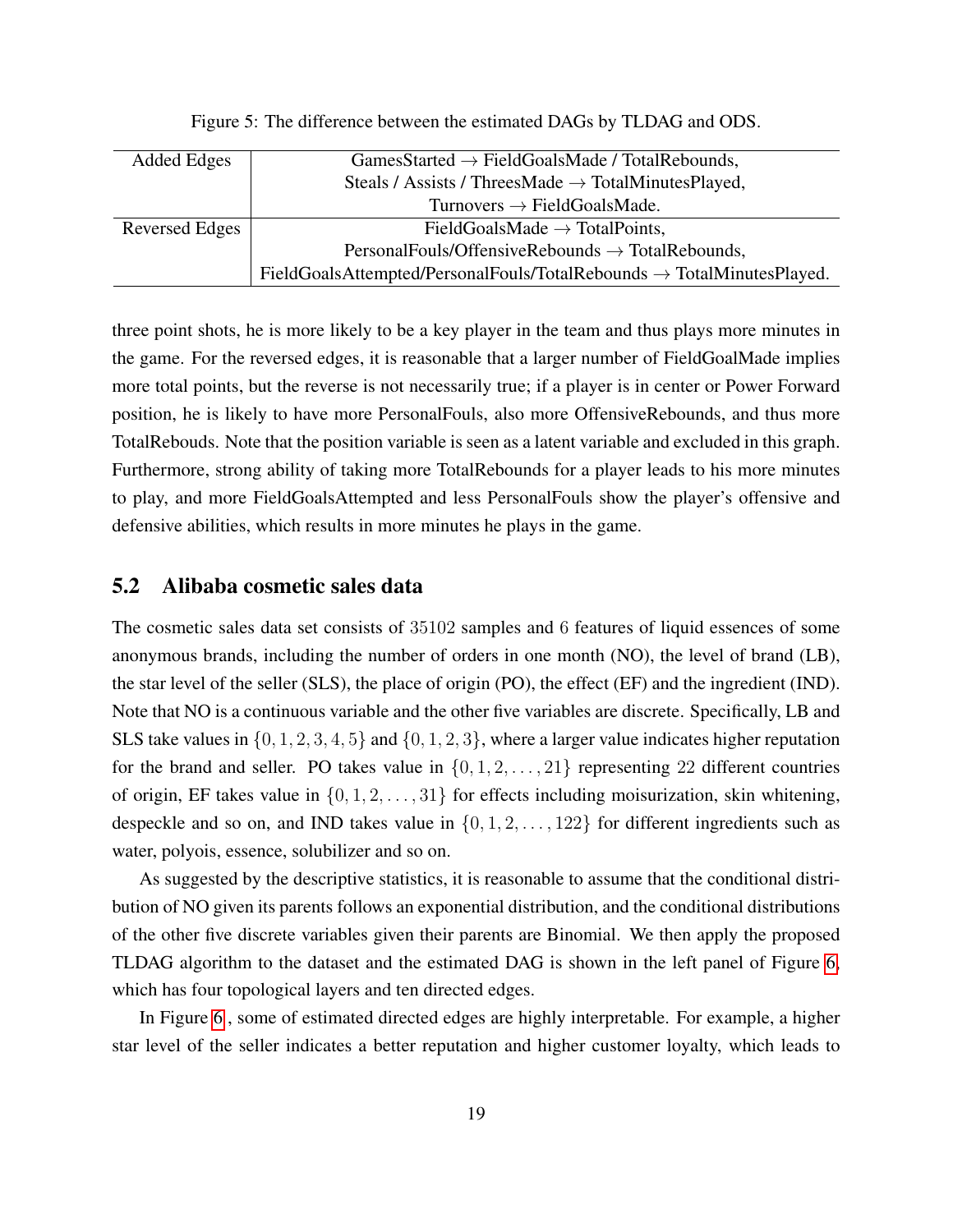Figure 5: The difference between the estimated DAGs by TLDAG and ODS.

| | |
|---|---|
| Added Edges | GamesStarted → FieldGoalsMade / TotalRebounds,<br>Steals / Assists / ThreesMade → TotalMinutesPlayed,<br>Turnovers → FieldGoalsMade. |
| Reversed Edges | FieldGoalsMade → TotalPoints,<br>PersonalFouls/OffensiveRebounds → TotalRebounds,<br>FieldGoalsAttempted/PersonalFouls/TotalRebounds → TotalMinutesPlayed. |

three point shots, he is more likely to be a key player in the team and thus plays more minutes in the game. For the reversed edges, it is reasonable that a larger number of FieldGoalMade implies more total points, but the reverse is not necessarily true; if a player is in center or Power Forward position, he is likely to have more PersonalFouls, also more OffensiveRebounds, and thus more TotalRebouds. Note that the position variable is seen as a latent variable and excluded in this graph. Furthermore, strong ability of taking more TotalRebounds for a player leads to his more minutes to play, and more FieldGoalsAttempted and less PersonalFouls show the player's offensive and defensive abilities, which results in more minutes he plays in the game.

## 5.2 Alibaba cosmetic sales data

The cosmetic sales data set consists of $35102$ samples and $6$ features of liquid essences of some anonymous brands, including the number of orders in one month (NO), the level of brand (LB), the star level of the seller (SLS), the place of origin (PO), the effect (EF) and the ingredient (IND). Note that NO is a continuous variable and the other five variables are discrete. Specifically, LB and SLS take values in $\{0, 1, 2, 3, 4, 5\}$ and $\{0, 1, 2, 3\}$, where a larger value indicates higher reputation for the brand and seller. PO takes value in $\{0, 1, 2, \ldots, 21\}$ representing $22$ different countries of origin, EF takes value in $\{0, 1, 2, \ldots, 31\}$ for effects including moisurization, skin whitening, despeckle and so on, and IND takes value in $\{0, 1, 2, \ldots, 122\}$ for different ingredients such as water, polyois, essence, solubilizer and so on.

As suggested by the descriptive statistics, it is reasonable to assume that the conditional distribution of NO given its parents follows an exponential distribution, and the conditional distributions of the other five discrete variables given their parents are Binomial. We then apply the proposed TLDAG algorithm to the dataset and the estimated DAG is shown in the left panel of Figure 6, which has four topological layers and ten directed edges.

In Figure 6 , some of estimated directed edges are highly interpretable. For example, a higher star level of the seller indicates a better reputation and higher customer loyalty, which leads to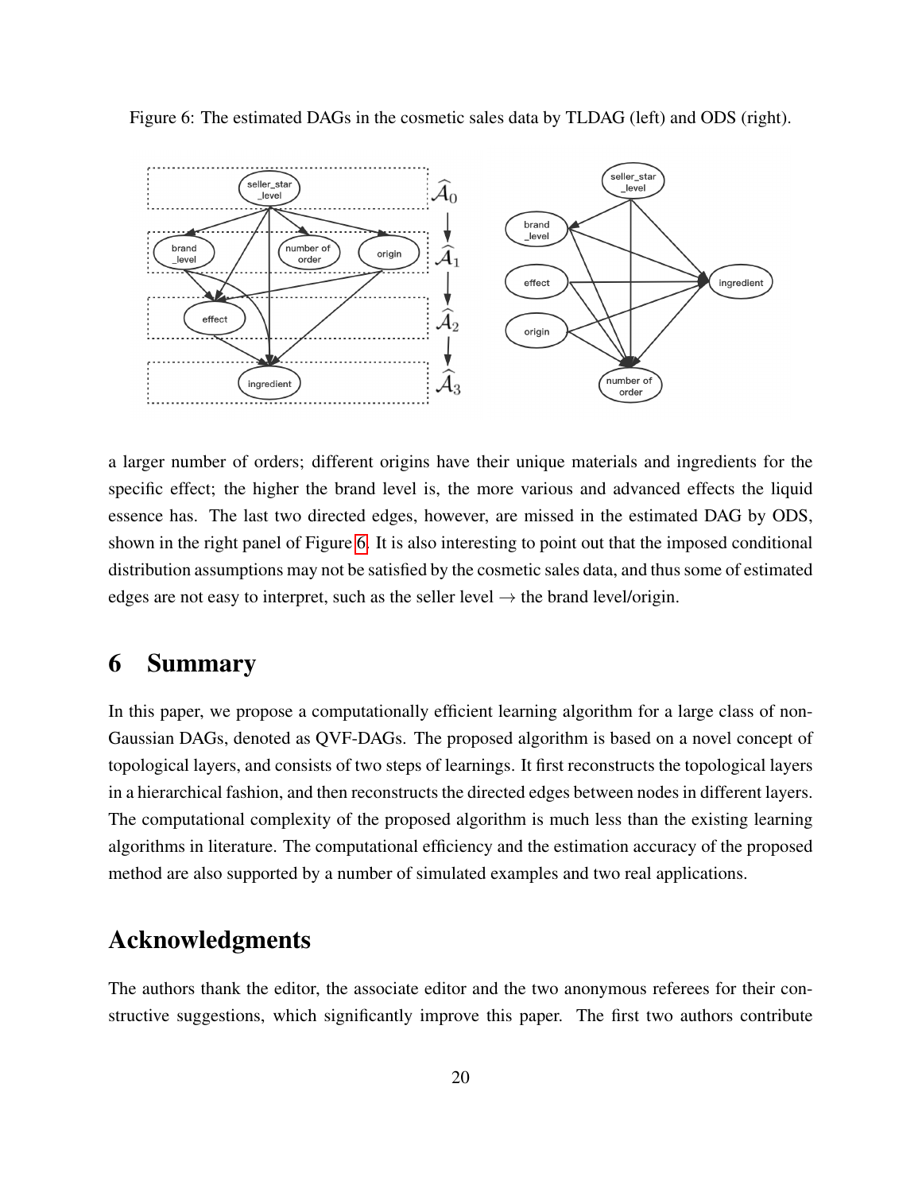Figure 6: The estimated DAGs in the cosmetic sales data by TLDAG (left) and ODS (right).

a larger number of orders; different origins have their unique materials and ingredients for the specific effect; the higher the brand level is, the more various and advanced effects the liquid essence has. The last two directed edges, however, are missed in the estimated DAG by ODS, shown in the right panel of Figure 6. It is also interesting to point out that the imposed conditional distribution assumptions may not be satisfied by the cosmetic sales data, and thus some of estimated edges are not easy to interpret, such as the seller level $\rightarrow$ the brand level/origin.

# 6 Summary

In this paper, we propose a computationally efficient learning algorithm for a large class of non-Gaussian DAGs, denoted as QVF-DAGs. The proposed algorithm is based on a novel concept of topological layers, and consists of two steps of learnings. It first reconstructs the topological layers in a hierarchical fashion, and then reconstructs the directed edges between nodes in different layers. The computational complexity of the proposed algorithm is much less than the existing learning algorithms in literature. The computational efficiency and the estimation accuracy of the proposed method are also supported by a number of simulated examples and two real applications.

# Acknowledgments

The authors thank the editor, the associate editor and the two anonymous referees for their constructive suggestions, which significantly improve this paper. The first two authors contribute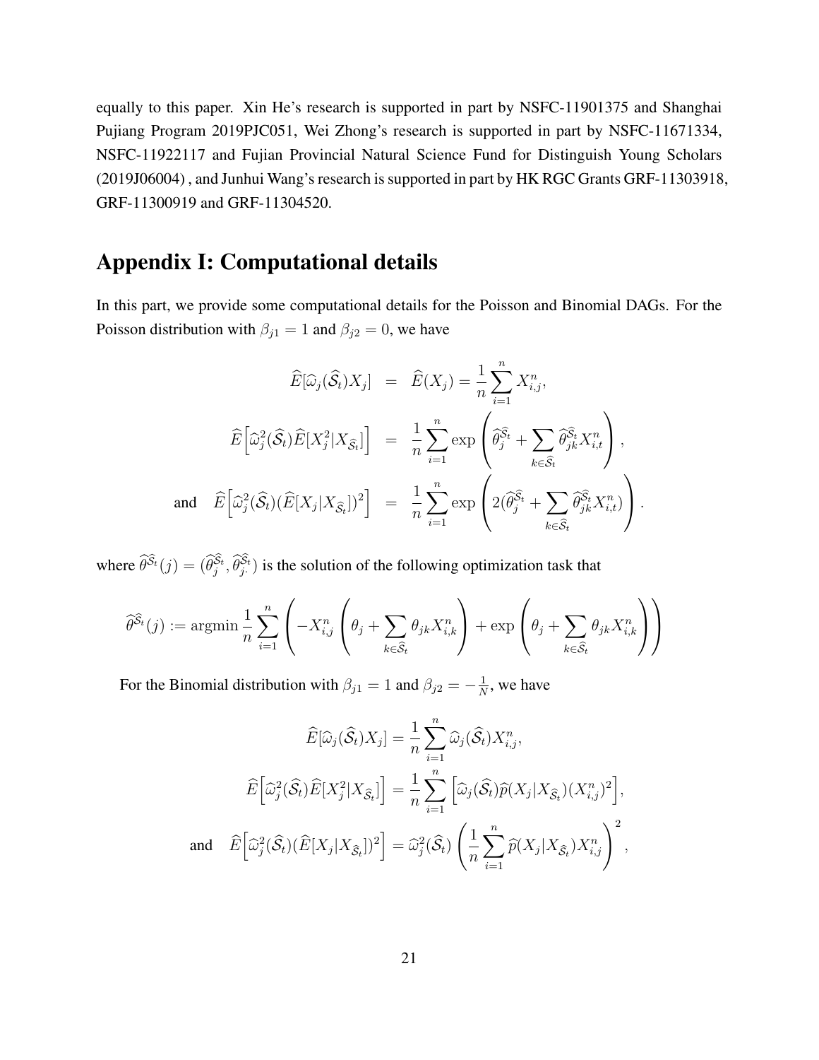equally to this paper. Xin He's research is supported in part by NSFC-11901375 and Shanghai Pujiang Program 2019PJC051, Wei Zhong's research is supported in part by NSFC-11671334, NSFC-11922117 and Fujian Provincial Natural Science Fund for Distinguish Young Scholars (2019J06004) , and Junhui Wang's research is supported in part by HK RGC Grants GRF-11303918, GRF-11300919 and GRF-11304520.

# Appendix I: Computational details

In this part, we provide some computational details for the Poisson and Binomial DAGs. For the Poisson distribution with $\beta_{j1} = 1$ and $\beta_{j2} = 0$, we have

$$
\begin{aligned}
\widehat{E}[\widehat{\omega}_j(\widehat{\mathcal{S}}_t)X_j] &= \widehat{E}(X_j) = \frac{1}{n}\sum_{i=1}^{n} X_{i,j}^n, \\
\widehat{E}\Big[\widehat{\omega}_j^2(\widehat{\mathcal{S}}_t)\widehat{E}[X_j^2|X_{\widehat{\mathcal{S}}_t}]\Big] &= \frac{1}{n}\sum_{i=1}^{n} \exp\left(\widehat{\theta}_j^{\widehat{\mathcal{S}}_t} + \sum_{k\in\widehat{\mathcal{S}}_t} \widehat{\theta}_{jk}^{\widehat{\mathcal{S}}_t} X_{i,t}^n\right), \\
\text{and} \quad \widehat{E}\Big[\widehat{\omega}_j^2(\widehat{\mathcal{S}}_t)(\widehat{E}[X_j|X_{\widehat{\mathcal{S}}_t}])^2\Big] &= \frac{1}{n}\sum_{i=1}^{n} \exp\left(2(\widehat{\theta}_j^{\widehat{\mathcal{S}}_t} + \sum_{k\in\widehat{\mathcal{S}}_t} \widehat{\theta}_{jk}^{\widehat{\mathcal{S}}_t} X_{i,t}^n)\right).
\end{aligned}
$$

where $\widehat{\theta}^{\widehat{\mathcal{S}}_t}(j) = (\widehat{\theta}_j^{\widehat{\mathcal{S}}_t}, \widehat{\theta}_{j\cdot}^{\widehat{\mathcal{S}}_t})$ is the solution of the following optimization task that

$$
\widehat{\theta}^{\widehat{\mathcal{S}}_t}(j) := \operatorname{argmin} \frac{1}{n}\sum_{i=1}^{n}\left(-X_{i,j}^n\left(\theta_j + \sum_{k\in\widehat{\mathcal{S}}_t}\theta_{jk}X_{i,k}^n\right) + \exp\left(\theta_j + \sum_{k\in\widehat{\mathcal{S}}_t}\theta_{jk}X_{i,k}^n\right)\right)
$$

For the Binomial distribution with $\beta_{j1} = 1$ and $\beta_{j2} = -\frac{1}{N}$, we have

$$
\begin{aligned}
\widehat{E}[\widehat{\omega}_j(\widehat{\mathcal{S}}_t)X_j] &= \frac{1}{n}\sum_{i=1}^{n} \widehat{\omega}_j(\widehat{\mathcal{S}}_t)X_{i,j}^n, \\
\widehat{E}\Big[\widehat{\omega}_j^2(\widehat{\mathcal{S}}_t)\widehat{E}[X_j^2|X_{\widehat{\mathcal{S}}_t}]\Big] &= \frac{1}{n}\sum_{i=1}^{n}\Big[\widehat{\omega}_j(\widehat{\mathcal{S}}_t)\widehat{p}(X_j|X_{\widehat{\mathcal{S}}_t})(X_{i,j}^n)^2\Big], \\
\text{and} \quad \widehat{E}\Big[\widehat{\omega}_j^2(\widehat{\mathcal{S}}_t)(\widehat{E}[X_j|X_{\widehat{\mathcal{S}}_t}])^2\Big] &= \widehat{\omega}_j^2(\widehat{\mathcal{S}}_t)\left(\frac{1}{n}\sum_{i=1}^{n}\widehat{p}(X_j|X_{\widehat{\mathcal{S}}_t})X_{i,j}^n\right)^2,
\end{aligned}
$$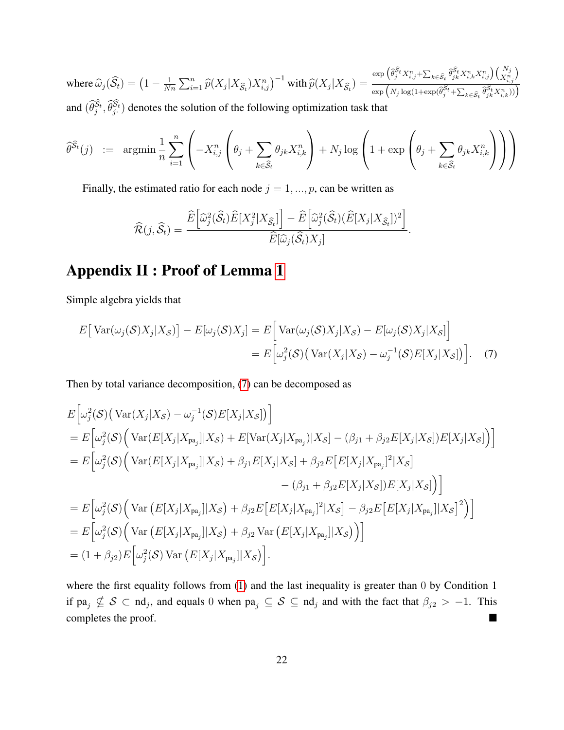where $\widehat{\omega}_j(\widehat{\mathcal{S}}_t) = \left(1 - \frac{1}{Nn}\sum_{i=1}^{n} \widehat{p}(X_j|X_{\widehat{\mathcal{S}}_t})X_{i,j}^n\right)^{-1}$ with $\widehat{p}(X_j|X_{\widehat{\mathcal{S}}_t}) = \frac{\exp\left(\widehat{\theta}_j^{\widehat{\mathcal{S}}_t} X_{i,j}^n + \sum_{k\in\widehat{\mathcal{S}}_t} \widehat{\theta}_{jk}^{\widehat{\mathcal{S}}_t} X_{i,k}^n X_{i,j}^n\right)\binom{N_j}{X_{i,j}^n}}{\exp\left(N_j \log(1+\exp(\widehat{\theta}_j^{\widehat{\mathcal{S}}_t} + \sum_{k\in\widehat{\mathcal{S}}_t} \widehat{\theta}_{jk}^{\widehat{\mathcal{S}}_t} X_{i,k}^n))\right)}$ and $(\widehat{\theta}_j^{\widehat{\mathcal{S}}_t}, \widehat{\theta}_{j\cdot}^{\widehat{\mathcal{S}}_t})$ denotes the solution of the following optimization task that

$$
\widehat{\theta}^{\widehat{\mathcal{S}}_t}(j) \;\; := \;\; \text{argmin}\, \frac{1}{n}\sum_{i=1}^{n}\left(-X_{i,j}^n\left(\theta_j + \sum_{k\in\widehat{\mathcal{S}}_t}\theta_{jk}X_{i,k}^n\right) + N_j \log\left(1 + \exp\left(\theta_j + \sum_{k\in\widehat{\mathcal{S}}_t}\theta_{jk}X_{i,k}^n\right)\right)\right)
$$

Finally, the estimated ratio for each node $j = 1, ..., p$, can be written as

$$
\widehat{\mathcal{R}}(j, \widehat{\mathcal{S}}_t) = \frac{\widehat{E}\left[\widehat{\omega}_j^2(\widehat{\mathcal{S}}_t)\widehat{E}[X_j^2|X_{\widehat{\mathcal{S}}_t}]\right] - \widehat{E}\left[\widehat{\omega}_j^2(\widehat{\mathcal{S}}_t)(\widehat{E}[X_j|X_{\widehat{\mathcal{S}}_t}])^2\right]}{\widehat{E}[\widehat{\omega}_j(\widehat{\mathcal{S}}_t)X_j]}.
$$

# Appendix II : Proof of Lemma 1

Simple algebra yields that

$$
\begin{aligned}
E\big[\operatorname{Var}(\omega_j(\mathcal{S})X_j|X_\mathcal{S})\big] - E[\omega_j(\mathcal{S})X_j] &= E\Big[\operatorname{Var}(\omega_j(\mathcal{S})X_j|X_\mathcal{S}) - E[\omega_j(\mathcal{S})X_j|X_\mathcal{S}]\Big] \\
&= E\Big[\omega_j^2(\mathcal{S})\big(\operatorname{Var}(X_j|X_\mathcal{S}) - \omega_j^{-1}(\mathcal{S})E[X_j|X_\mathcal{S}]\big)\Big]. \quad (7)
\end{aligned}
$$

Then by total variance decomposition, (7) can be decomposed as

$$
\begin{aligned}
&E\Big[\omega_j^2(\mathcal{S})\big(\operatorname{Var}(X_j|X_\mathcal{S}) - \omega_j^{-1}(\mathcal{S})E[X_j|X_\mathcal{S}]\big)\Big] \\
&= E\Big[\omega_j^2(\mathcal{S})\Big(\operatorname{Var}(E[X_j|X_{\text{pa}_j}]|X_\mathcal{S}) + E[\operatorname{Var}(X_j|X_{\text{pa}_j})|X_\mathcal{S}] - (\beta_{j1} + \beta_{j2}E[X_j|X_\mathcal{S}])E[X_j|X_\mathcal{S}]\Big)\Big] \\
&= E\Big[\omega_j^2(\mathcal{S})\Big(\operatorname{Var}(E[X_j|X_{\text{pa}_j}]|X_\mathcal{S}) + \beta_{j1}E[X_j|X_\mathcal{S}] + \beta_{j2}E\big[E[X_j|X_{\text{pa}_j}]^2|X_\mathcal{S}\big] \\
&\qquad\qquad\qquad\qquad\qquad\qquad - (\beta_{j1} + \beta_{j2}E[X_j|X_\mathcal{S}])E[X_j|X_\mathcal{S}]\Big)\Big] \\
&= E\Big[\omega_j^2(\mathcal{S})\Big(\operatorname{Var}\left(E[X_j|X_{\text{pa}_j}]|X_\mathcal{S}\right) + \beta_{j2}E\big[E[X_j|X_{\text{pa}_j}]^2|X_\mathcal{S}\big] - \beta_{j2}E\big[E[X_j|X_{\text{pa}_j}]|X_\mathcal{S}\big]^2\Big)\Big] \\
&= E\Big[\omega_j^2(\mathcal{S})\Big(\operatorname{Var}\left(E[X_j|X_{\text{pa}_j}]|X_\mathcal{S}\right) + \beta_{j2}\operatorname{Var}\left(E[X_j|X_{\text{pa}_j}]|X_\mathcal{S}\right)\Big)\Big] \\
&= (1 + \beta_{j2})E\Big[\omega_j^2(\mathcal{S})\operatorname{Var}\left(E[X_j|X_{\text{pa}_j}]|X_\mathcal{S}\right)\Big].
\end{aligned}
$$

where the first equality follows from (1) and the last inequality is greater than 0 by Condition 1 if $\text{pa}_j \not\subseteq \mathcal{S} \subset \text{nd}_j$, and equals 0 when $\text{pa}_j \subseteq \mathcal{S} \subseteq \text{nd}_j$ and with the fact that $\beta_{j2} > -1$. This completes the proof. ■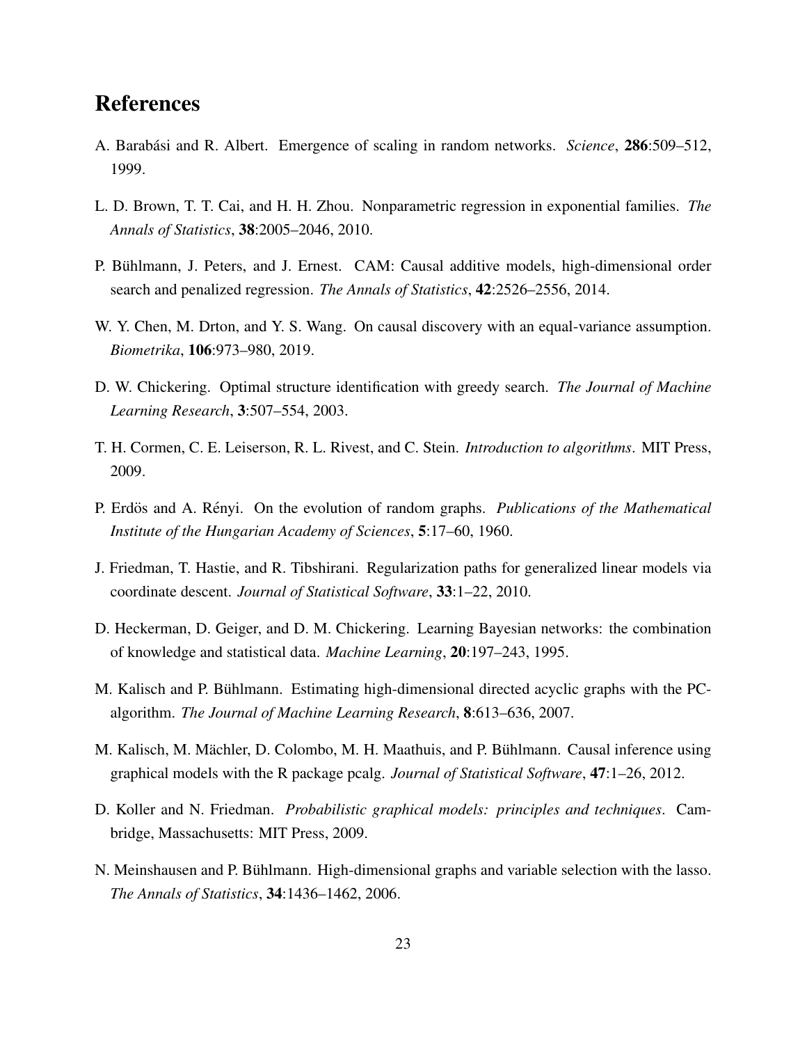## References

A. Barabási and R. Albert. Emergence of scaling in random networks. *Science*, **286**:509–512, 1999.

L. D. Brown, T. T. Cai, and H. H. Zhou. Nonparametric regression in exponential families. *The Annals of Statistics*, **38**:2005–2046, 2010.

P. Bühlmann, J. Peters, and J. Ernest. CAM: Causal additive models, high-dimensional order search and penalized regression. *The Annals of Statistics*, **42**:2526–2556, 2014.

W. Y. Chen, M. Drton, and Y. S. Wang. On causal discovery with an equal-variance assumption. *Biometrika*, **106**:973–980, 2019.

D. W. Chickering. Optimal structure identification with greedy search. *The Journal of Machine Learning Research*, **3**:507–554, 2003.

T. H. Cormen, C. E. Leiserson, R. L. Rivest, and C. Stein. *Introduction to algorithms*. MIT Press, 2009.

P. Erdös and A. Rényi. On the evolution of random graphs. *Publications of the Mathematical Institute of the Hungarian Academy of Sciences*, **5**:17–60, 1960.

J. Friedman, T. Hastie, and R. Tibshirani. Regularization paths for generalized linear models via coordinate descent. *Journal of Statistical Software*, **33**:1–22, 2010.

D. Heckerman, D. Geiger, and D. M. Chickering. Learning Bayesian networks: the combination of knowledge and statistical data. *Machine Learning*, **20**:197–243, 1995.

M. Kalisch and P. Bühlmann. Estimating high-dimensional directed acyclic graphs with the PC-algorithm. *The Journal of Machine Learning Research*, **8**:613–636, 2007.

M. Kalisch, M. Mächler, D. Colombo, M. H. Maathuis, and P. Bühlmann. Causal inference using graphical models with the R package pcalg. *Journal of Statistical Software*, **47**:1–26, 2012.

D. Koller and N. Friedman. *Probabilistic graphical models: principles and techniques*. Cambridge, Massachusetts: MIT Press, 2009.

N. Meinshausen and P. Bühlmann. High-dimensional graphs and variable selection with the lasso. *The Annals of Statistics*, **34**:1436–1462, 2006.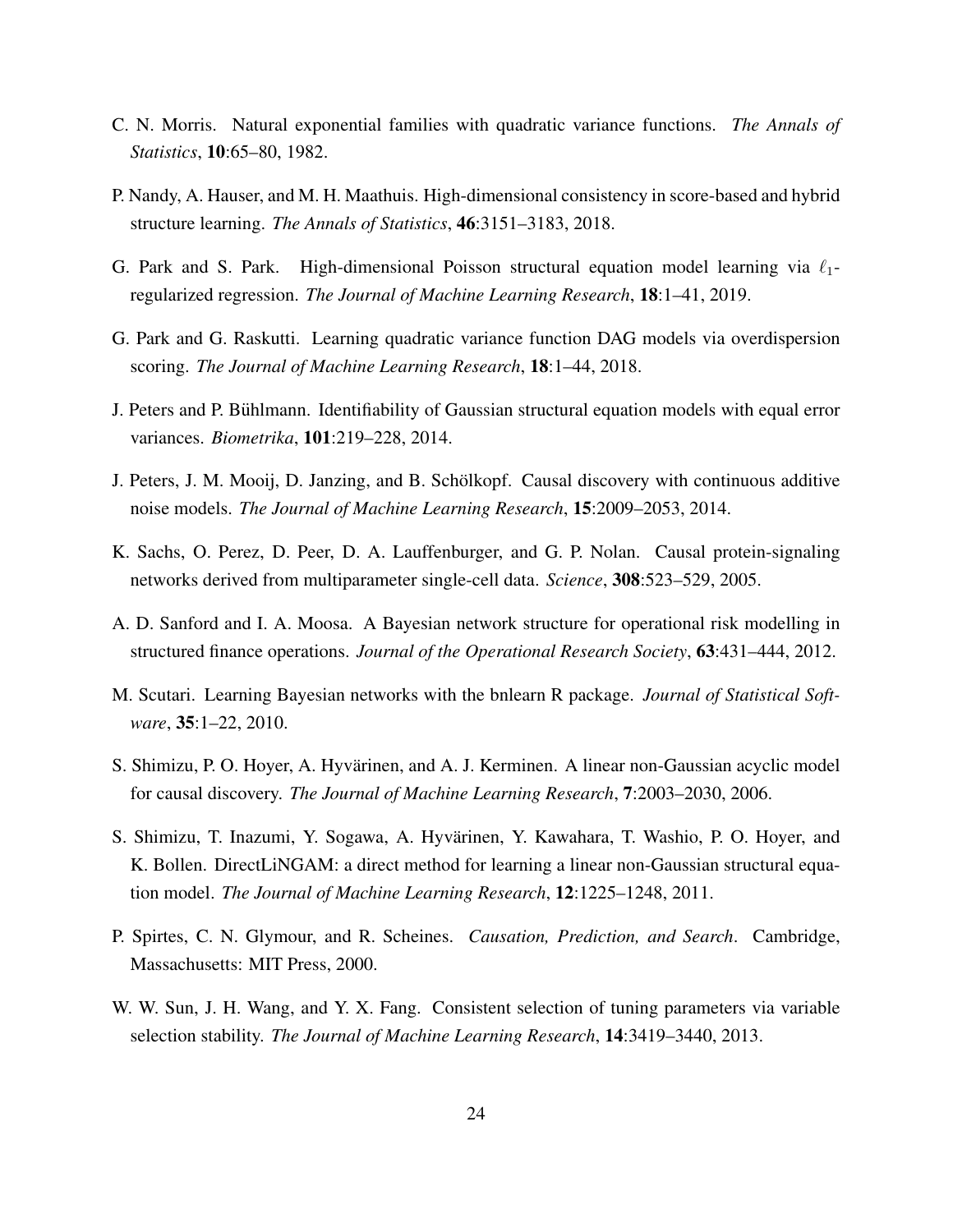C. N. Morris. Natural exponential families with quadratic variance functions. *The Annals of Statistics*, **10**:65–80, 1982.

P. Nandy, A. Hauser, and M. H. Maathuis. High-dimensional consistency in score-based and hybrid structure learning. *The Annals of Statistics*, **46**:3151–3183, 2018.

G. Park and S. Park. High-dimensional Poisson structural equation model learning via $\ell_1$-regularized regression. *The Journal of Machine Learning Research*, **18**:1–41, 2019.

G. Park and G. Raskutti. Learning quadratic variance function DAG models via overdispersion scoring. *The Journal of Machine Learning Research*, **18**:1–44, 2018.

J. Peters and P. Bühlmann. Identifiability of Gaussian structural equation models with equal error variances. *Biometrika*, **101**:219–228, 2014.

J. Peters, J. M. Mooij, D. Janzing, and B. Schölkopf. Causal discovery with continuous additive noise models. *The Journal of Machine Learning Research*, **15**:2009–2053, 2014.

K. Sachs, O. Perez, D. Peer, D. A. Lauffenburger, and G. P. Nolan. Causal protein-signaling networks derived from multiparameter single-cell data. *Science*, **308**:523–529, 2005.

A. D. Sanford and I. A. Moosa. A Bayesian network structure for operational risk modelling in structured finance operations. *Journal of the Operational Research Society*, **63**:431–444, 2012.

M. Scutari. Learning Bayesian networks with the bnlearn R package. *Journal of Statistical Software*, **35**:1–22, 2010.

S. Shimizu, P. O. Hoyer, A. Hyvärinen, and A. J. Kerminen. A linear non-Gaussian acyclic model for causal discovery. *The Journal of Machine Learning Research*, **7**:2003–2030, 2006.

S. Shimizu, T. Inazumi, Y. Sogawa, A. Hyvärinen, Y. Kawahara, T. Washio, P. O. Hoyer, and K. Bollen. DirectLiNGAM: a direct method for learning a linear non-Gaussian structural equation model. *The Journal of Machine Learning Research*, **12**:1225–1248, 2011.

P. Spirtes, C. N. Glymour, and R. Scheines. *Causation, Prediction, and Search*. Cambridge, Massachusetts: MIT Press, 2000.

W. W. Sun, J. H. Wang, and Y. X. Fang. Consistent selection of tuning parameters via variable selection stability. *The Journal of Machine Learning Research*, **14**:3419–3440, 2013.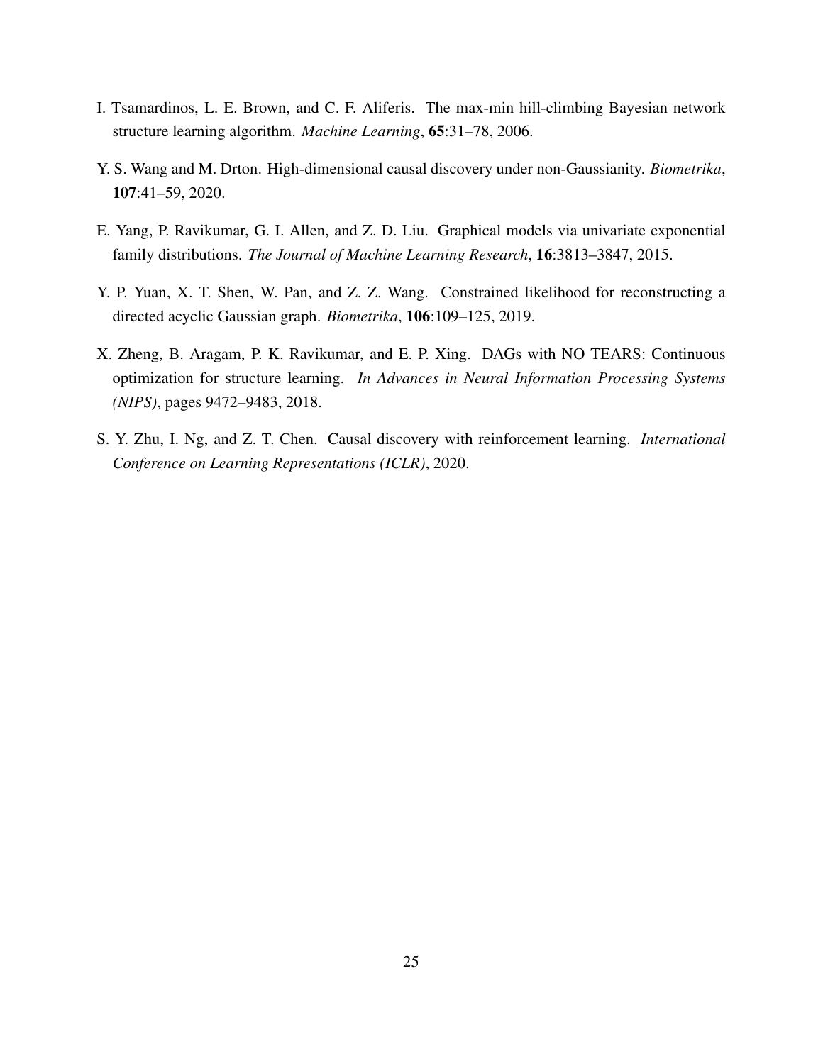I. Tsamardinos, L. E. Brown, and C. F. Aliferis. The max-min hill-climbing Bayesian network structure learning algorithm. *Machine Learning*, **65**:31–78, 2006.

Y. S. Wang and M. Drton. High-dimensional causal discovery under non-Gaussianity. *Biometrika*, **107**:41–59, 2020.

E. Yang, P. Ravikumar, G. I. Allen, and Z. D. Liu. Graphical models via univariate exponential family distributions. *The Journal of Machine Learning Research*, **16**:3813–3847, 2015.

Y. P. Yuan, X. T. Shen, W. Pan, and Z. Z. Wang. Constrained likelihood for reconstructing a directed acyclic Gaussian graph. *Biometrika*, **106**:109–125, 2019.

X. Zheng, B. Aragam, P. K. Ravikumar, and E. P. Xing. DAGs with NO TEARS: Continuous optimization for structure learning. *In Advances in Neural Information Processing Systems (NIPS)*, pages 9472–9483, 2018.

S. Y. Zhu, I. Ng, and Z. T. Chen. Causal discovery with reinforcement learning. *International Conference on Learning Representations (ICLR)*, 2020.